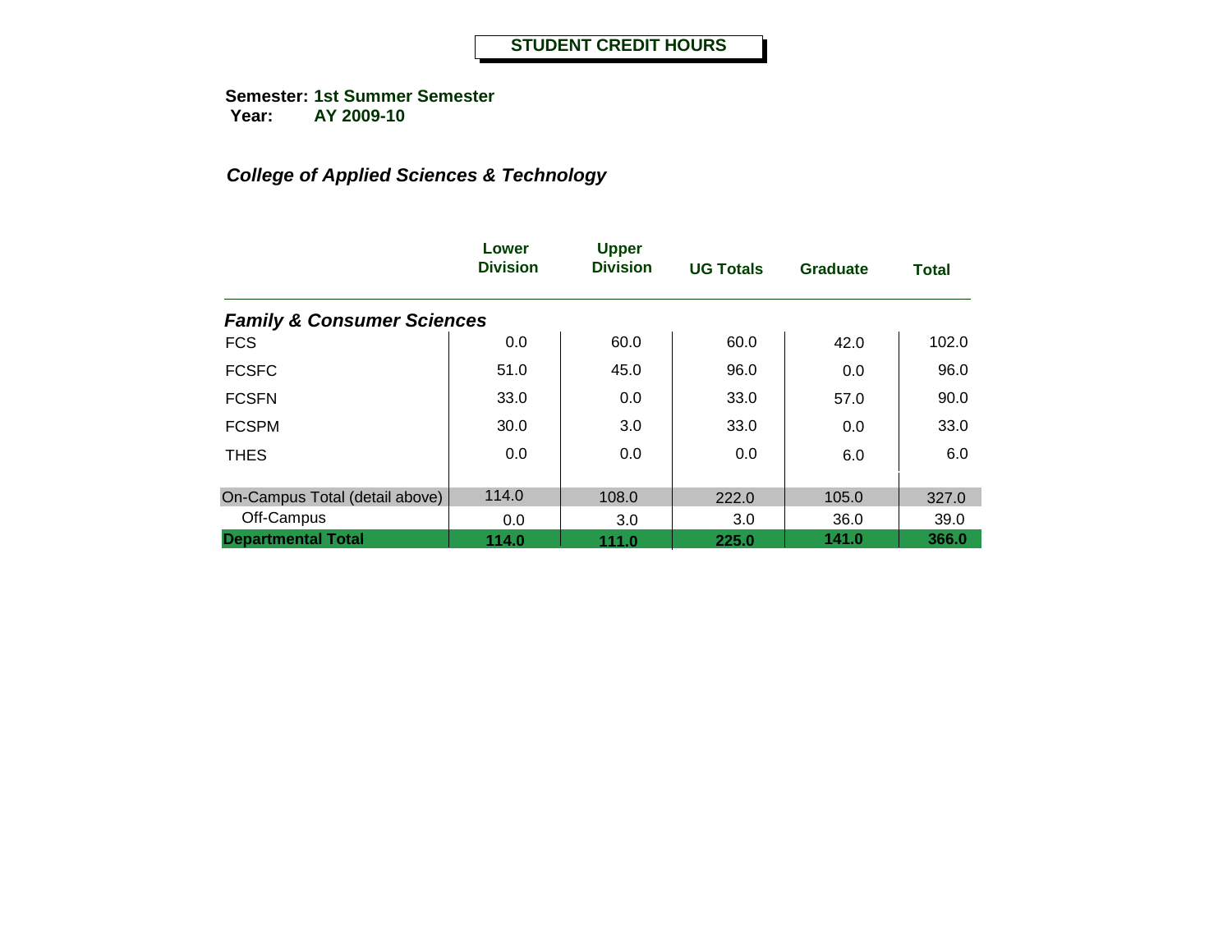**STUDENT CREDIT HOURS**

**Semester:** **1st Summer Semester**
**Year:** **AY 2009-10**

***College of Applied Sciences & Technology***

| | Lower Division | Upper Division | UG Totals | Graduate | Total |
|---|---|---|---|---|---|
| ***Family & Consumer Sciences*** | | | | | |
| FCS | 0.0 | 60.0 | 60.0 | 42.0 | 102.0 |
| FCSFC | 51.0 | 45.0 | 96.0 | 0.0 | 96.0 |
| FCSFN | 33.0 | 0.0 | 33.0 | 57.0 | 90.0 |
| FCSPM | 30.0 | 3.0 | 33.0 | 0.0 | 33.0 |
| THES | 0.0 | 0.0 | 0.0 | 6.0 | 6.0 |
| On-Campus Total (detail above) | 114.0 | 108.0 | 222.0 | 105.0 | 327.0 |
| Off-Campus | 0.0 | 3.0 | 3.0 | 36.0 | 39.0 |
| **Departmental Total** | **114.0** | **111.0** | **225.0** | **141.0** | **366.0** |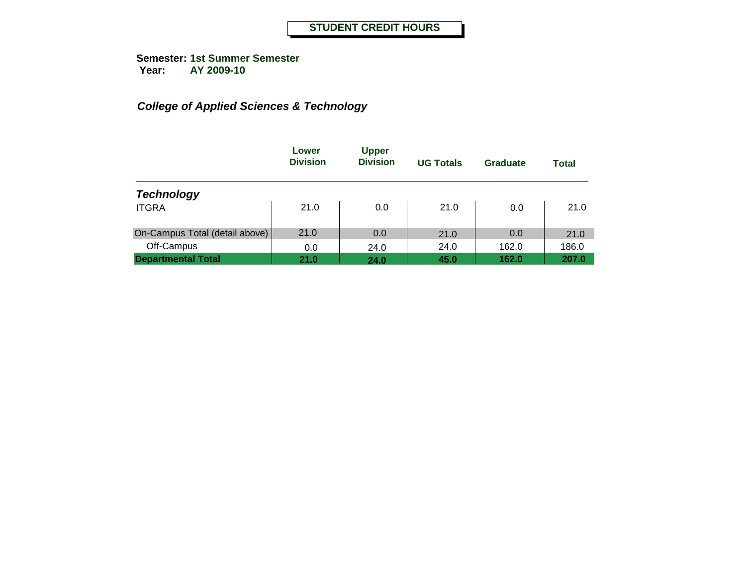# STUDENT CREDIT HOURS

**Semester:** **1st Summer Semester**
**Year:** **AY 2009-10**

### *College of Applied Sciences & Technology*

| | Lower Division | Upper Division | UG Totals | Graduate | Total |
|---|---|---|---|---|---|
| ***Technology*** | | | | | |
| ITGRA | 21.0 | 0.0 | 21.0 | 0.0 | 21.0 |
| On-Campus Total (detail above) | 21.0 | 0.0 | 21.0 | 0.0 | 21.0 |
| Off-Campus | 0.0 | 24.0 | 24.0 | 162.0 | 186.0 |
| **Departmental Total** | **21.0** | **24.0** | **45.0** | **162.0** | **207.0** |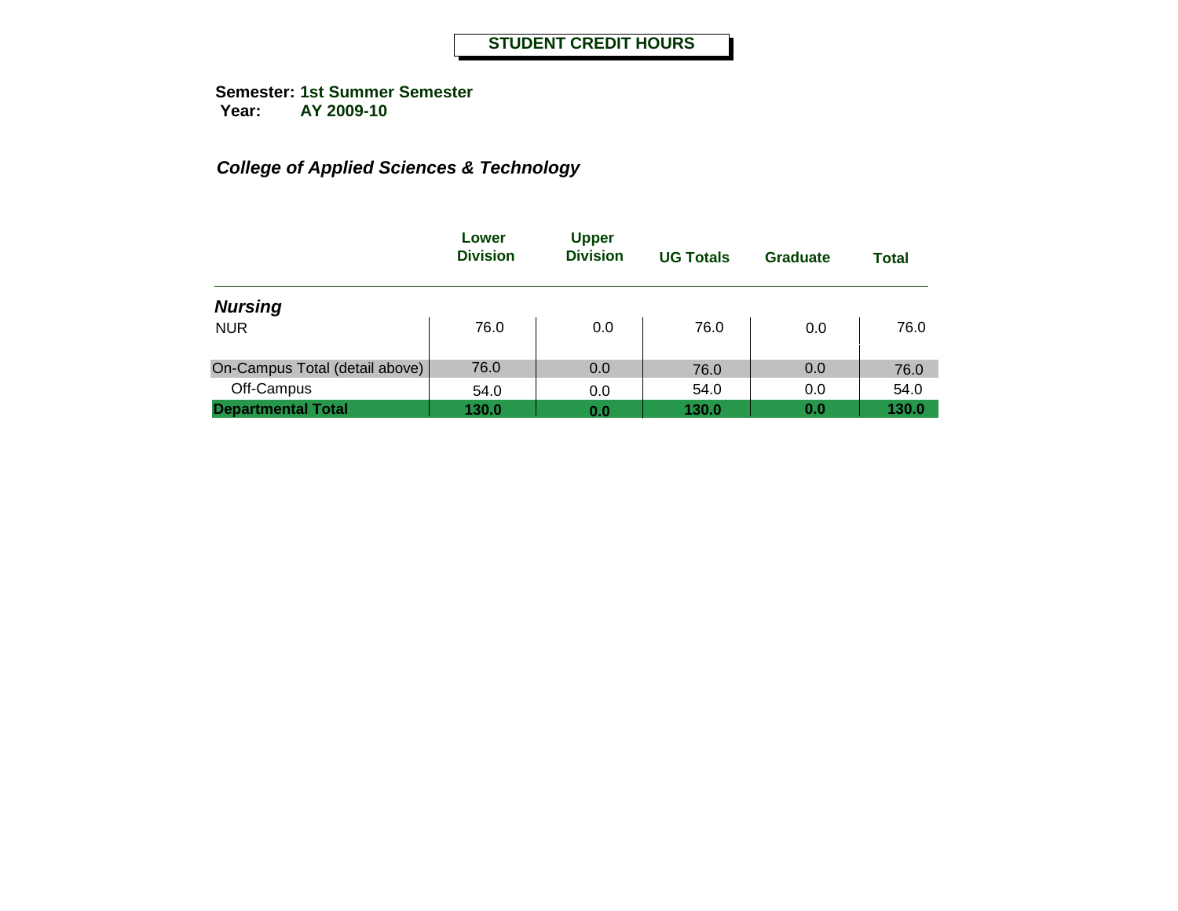# STUDENT CREDIT HOURS

**Semester:** **1st Summer Semester**
**Year:** **AY 2009-10**

***College of Applied Sciences & Technology***

| | Lower Division | Upper Division | UG Totals | Graduate | Total |
|---|---|---|---|---|---|
| ***Nursing*** | | | | | |
| NUR | 76.0 | 0.0 | 76.0 | 0.0 | 76.0 |
| On-Campus Total (detail above) | 76.0 | 0.0 | 76.0 | 0.0 | 76.0 |
| Off-Campus | 54.0 | 0.0 | 54.0 | 0.0 | 54.0 |
| **Departmental Total** | **130.0** | **0.0** | **130.0** | **0.0** | **130.0** |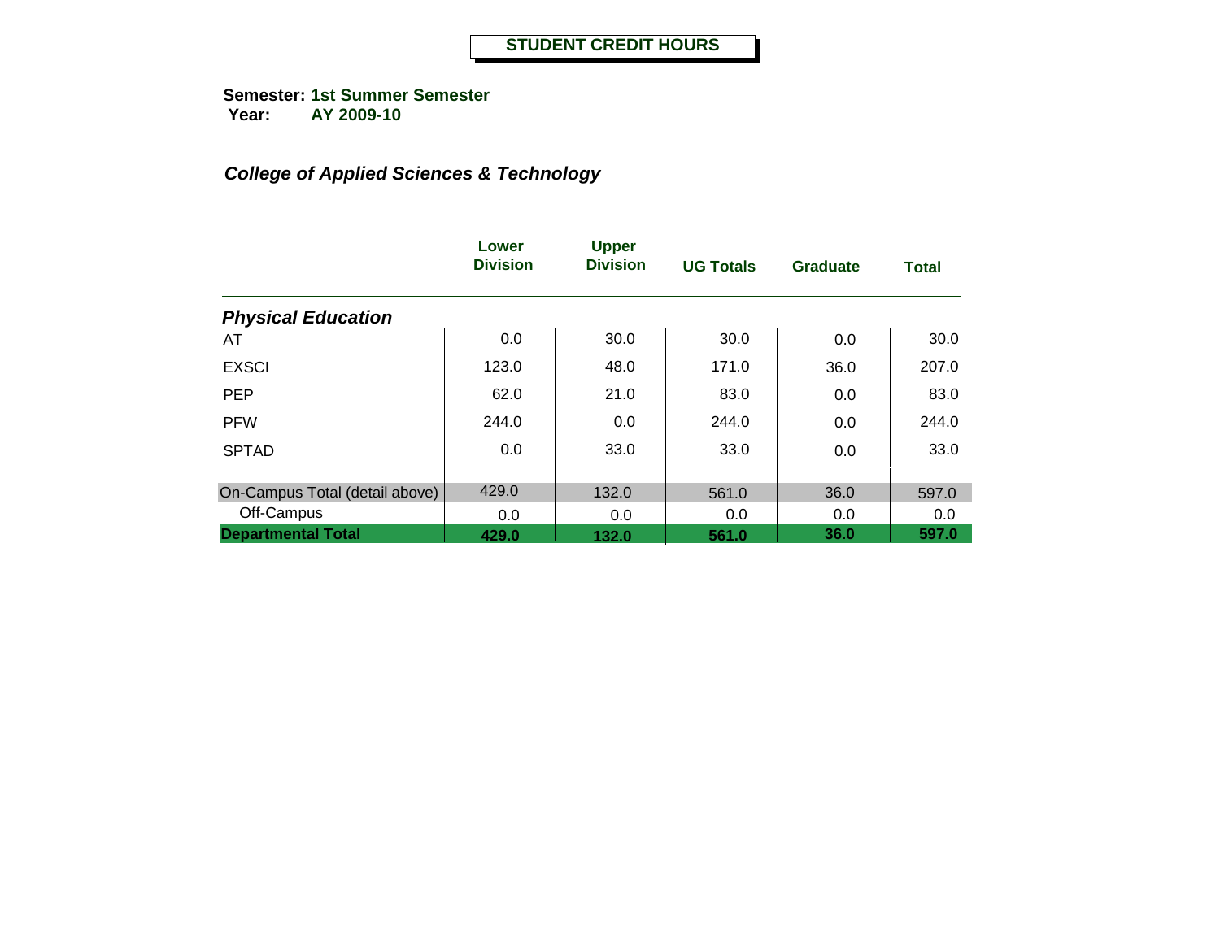**STUDENT CREDIT HOURS**

**Semester: 1st Summer Semester**
**Year: AY 2009-10**

***College of Applied Sciences & Technology***

| | Lower Division | Upper Division | UG Totals | Graduate | Total |
|---|---|---|---|---|---|
| ***Physical Education*** | | | | | |
| AT | 0.0 | 30.0 | 30.0 | 0.0 | 30.0 |
| EXSCI | 123.0 | 48.0 | 171.0 | 36.0 | 207.0 |
| PEP | 62.0 | 21.0 | 83.0 | 0.0 | 83.0 |
| PFW | 244.0 | 0.0 | 244.0 | 0.0 | 244.0 |
| SPTAD | 0.0 | 33.0 | 33.0 | 0.0 | 33.0 |
| On-Campus Total (detail above) | 429.0 | 132.0 | 561.0 | 36.0 | 597.0 |
| Off-Campus | 0.0 | 0.0 | 0.0 | 0.0 | 0.0 |
| **Departmental Total** | **429.0** | **132.0** | **561.0** | **36.0** | **597.0** |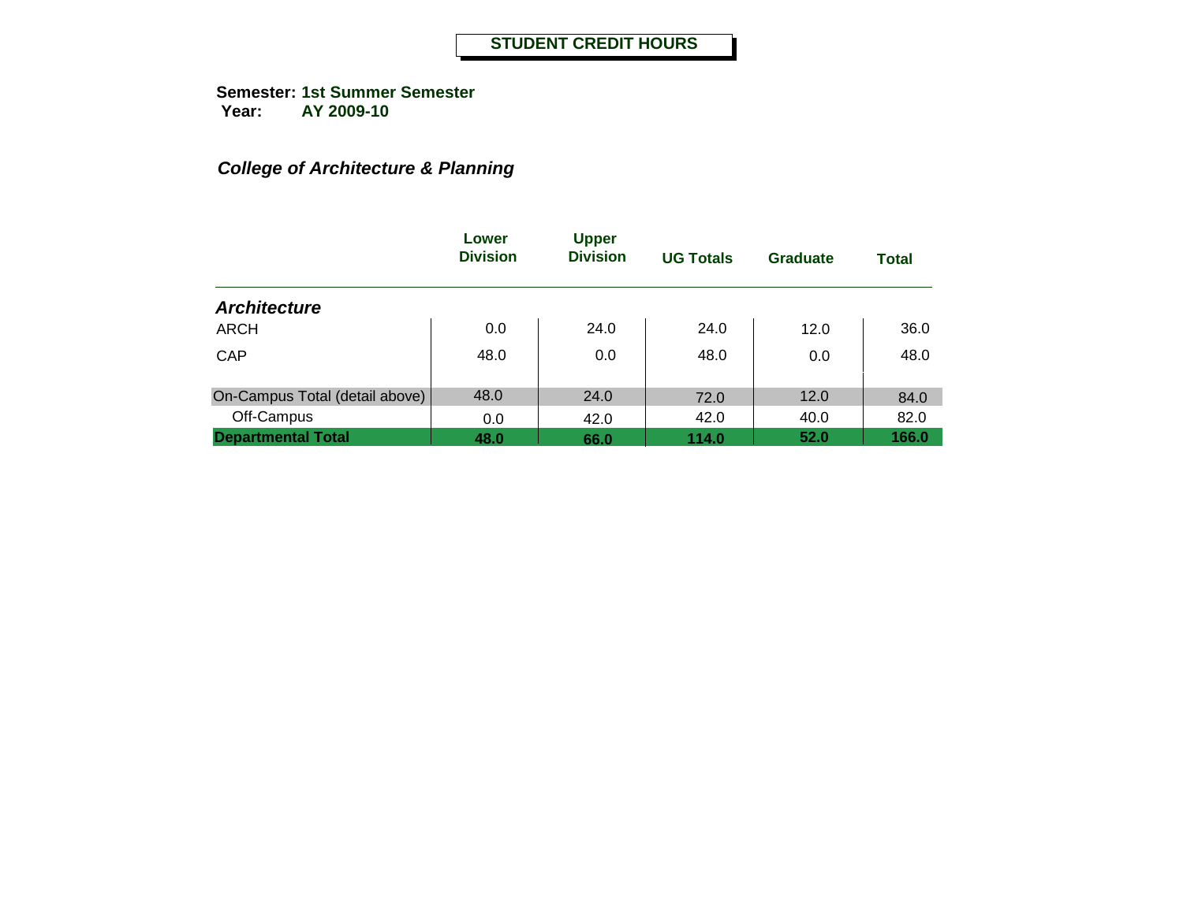# STUDENT CREDIT HOURS

**Semester:** **1st Summer Semester**
**Year:** **AY 2009-10**

## *College of Architecture & Planning*

| | Lower Division | Upper Division | UG Totals | Graduate | Total |
|---|---|---|---|---|---|
| ***Architecture*** | | | | | |
| ARCH | 0.0 | 24.0 | 24.0 | 12.0 | 36.0 |
| CAP | 48.0 | 0.0 | 48.0 | 0.0 | 48.0 |
| On-Campus Total (detail above) | 48.0 | 24.0 | 72.0 | 12.0 | 84.0 |
| Off-Campus | 0.0 | 42.0 | 42.0 | 40.0 | 82.0 |
| **Departmental Total** | **48.0** | **66.0** | **114.0** | **52.0** | **166.0** |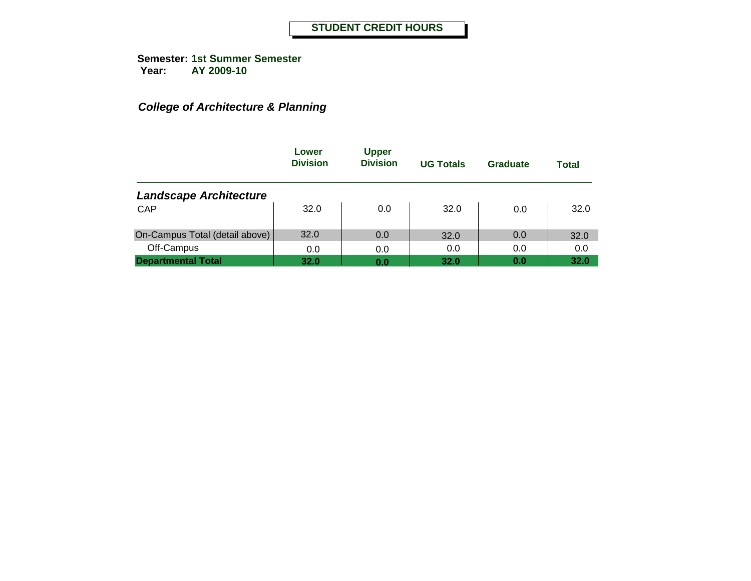# STUDENT CREDIT HOURS

**Semester:** **1st Summer Semester**
**Year:** **AY 2009-10**

## *College of Architecture & Planning*

| | Lower Division | Upper Division | UG Totals | Graduate | Total |
|---|---|---|---|---|---|
| ***Landscape Architecture*** | | | | | |
| CAP | 32.0 | 0.0 | 32.0 | 0.0 | 32.0 |
| On-Campus Total (detail above) | 32.0 | 0.0 | 32.0 | 0.0 | 32.0 |
| Off-Campus | 0.0 | 0.0 | 0.0 | 0.0 | 0.0 |
| **Departmental Total** | **32.0** | **0.0** | **32.0** | **0.0** | **32.0** |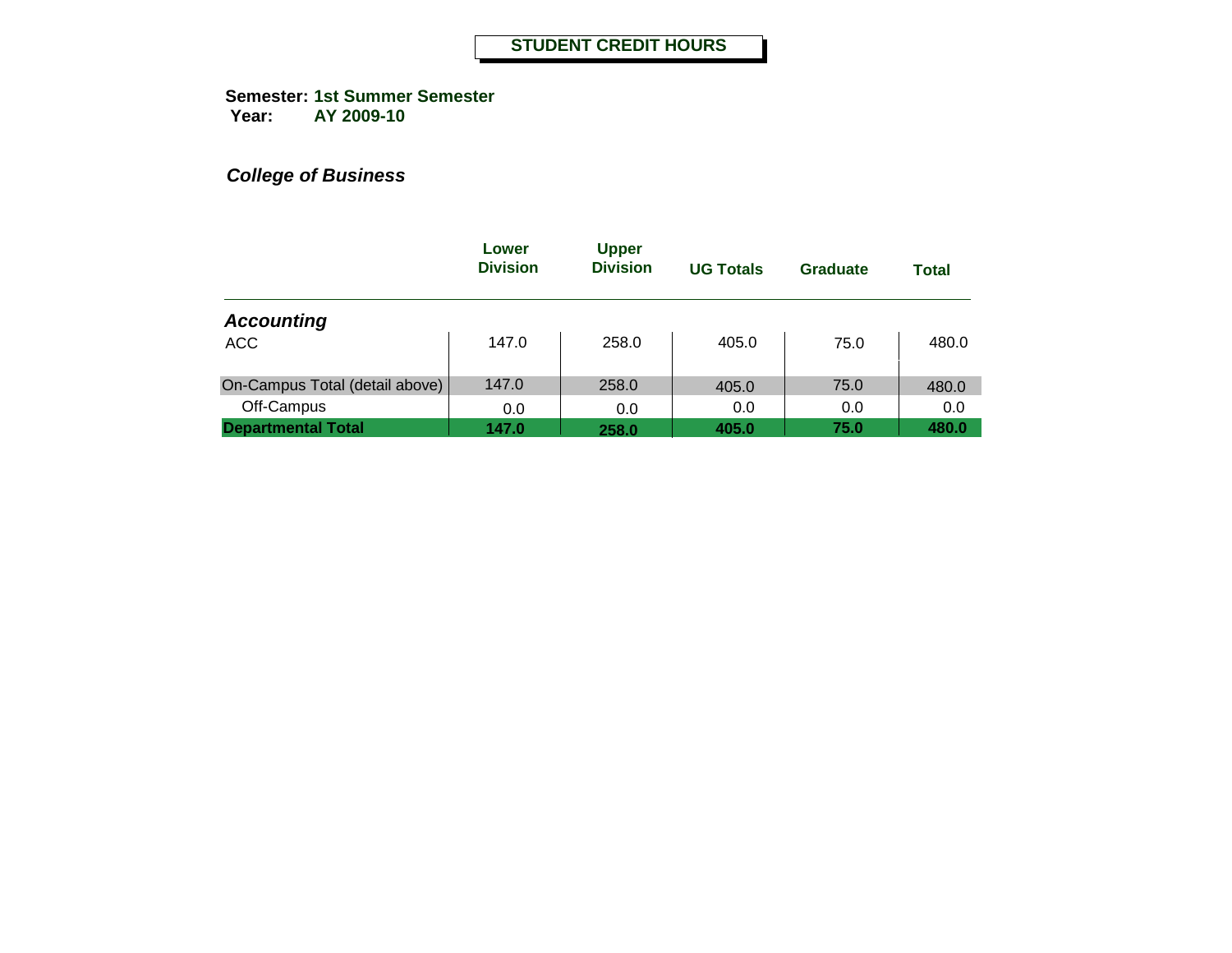# STUDENT CREDIT HOURS

**Semester:** **1st Summer Semester**
**Year:** **AY 2009-10**

***College of Business***

| | Lower Division | Upper Division | UG Totals | Graduate | Total |
|---|---|---|---|---|---|
| ***Accounting*** | | | | | |
| ACC | 147.0 | 258.0 | 405.0 | 75.0 | 480.0 |
| On-Campus Total (detail above) | 147.0 | 258.0 | 405.0 | 75.0 | 480.0 |
| Off-Campus | 0.0 | 0.0 | 0.0 | 0.0 | 0.0 |
| **Departmental Total** | **147.0** | **258.0** | **405.0** | **75.0** | **480.0** |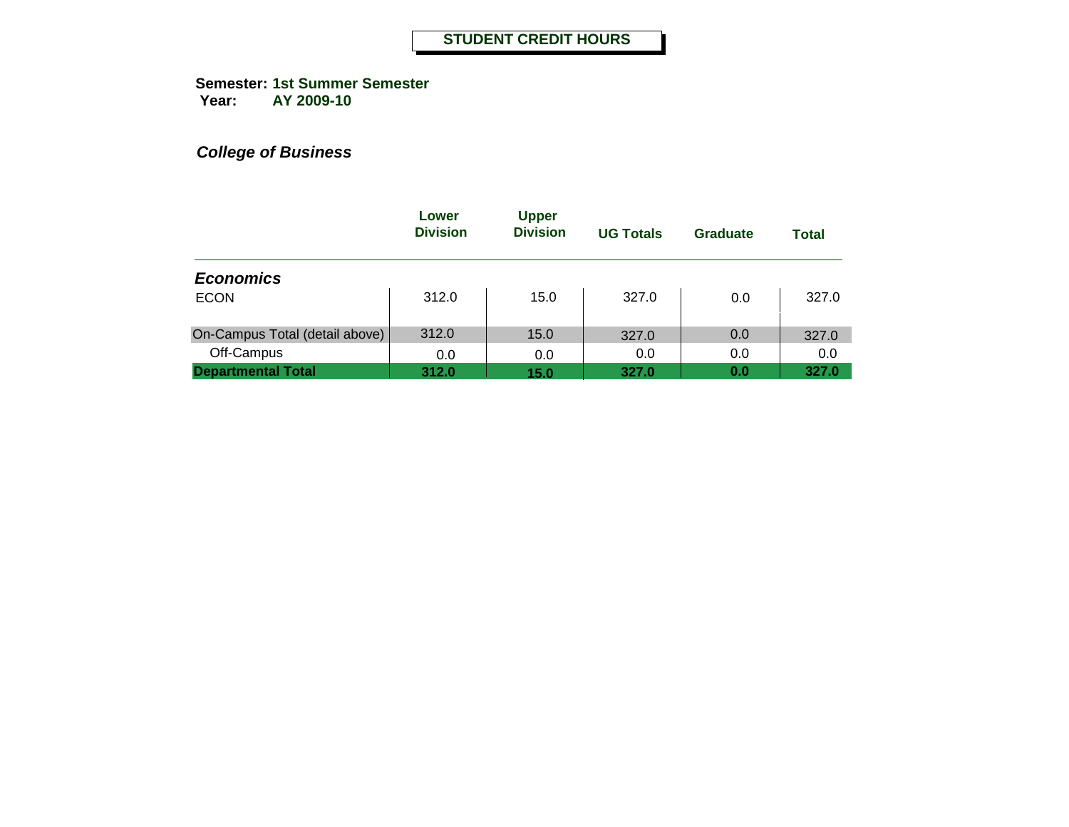# STUDENT CREDIT HOURS

**Semester:** **1st Summer Semester**
**Year:** **AY 2009-10**

***College of Business***

| | Lower Division | Upper Division | UG Totals | Graduate | Total |
|---|---|---|---|---|---|
| ***Economics*** | | | | | |
| ECON | 312.0 | 15.0 | 327.0 | 0.0 | 327.0 |
| On-Campus Total (detail above) | 312.0 | 15.0 | 327.0 | 0.0 | 327.0 |
| Off-Campus | 0.0 | 0.0 | 0.0 | 0.0 | 0.0 |
| **Departmental Total** | **312.0** | **15.0** | **327.0** | **0.0** | **327.0** |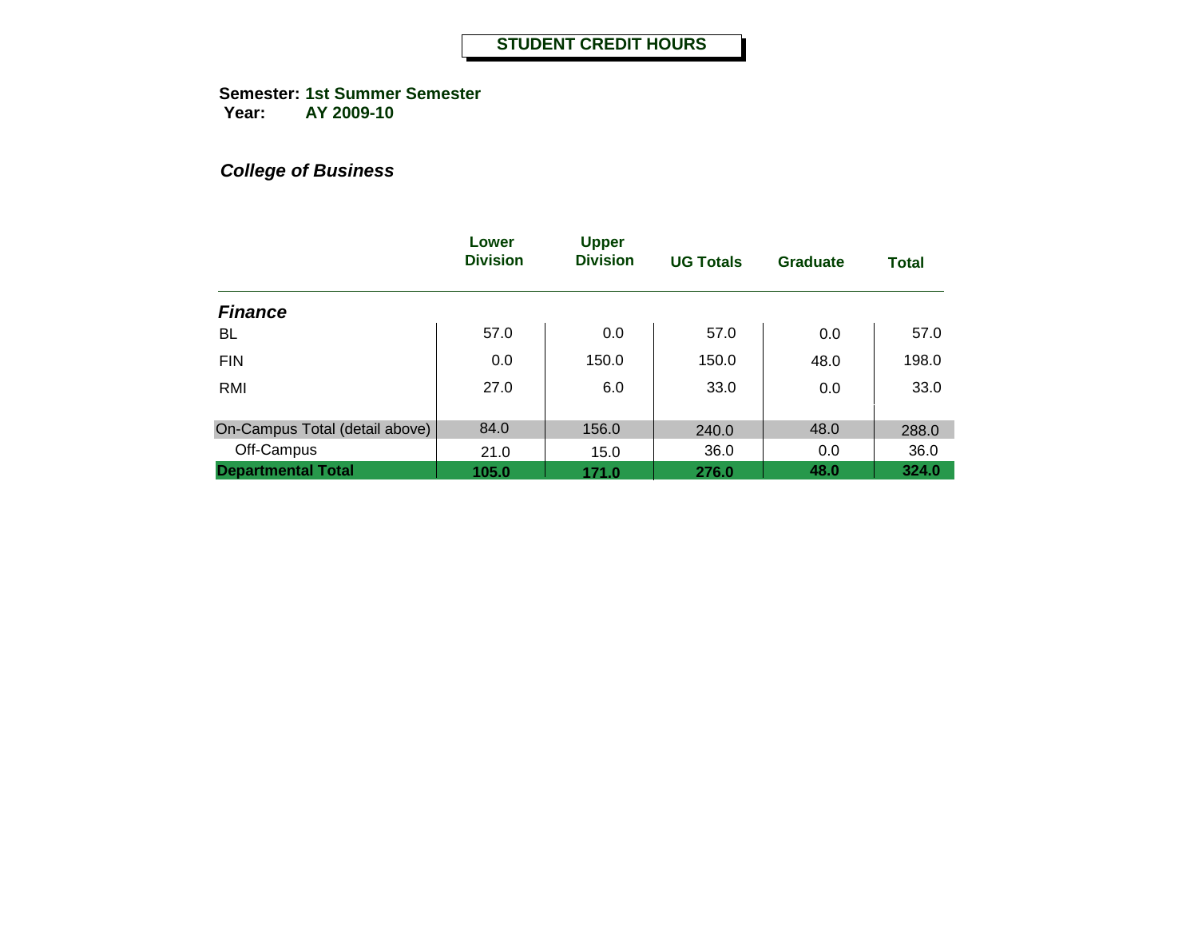**STUDENT CREDIT HOURS**

**Semester:** **1st Summer Semester**
**Year:** **AY 2009-10**

***College of Business***

| | Lower Division | Upper Division | UG Totals | Graduate | Total |
|---|---|---|---|---|---|
| ***Finance*** | | | | | |
| BL | 57.0 | 0.0 | 57.0 | 0.0 | 57.0 |
| FIN | 0.0 | 150.0 | 150.0 | 48.0 | 198.0 |
| RMI | 27.0 | 6.0 | 33.0 | 0.0 | 33.0 |
| On-Campus Total (detail above) | 84.0 | 156.0 | 240.0 | 48.0 | 288.0 |
| Off-Campus | 21.0 | 15.0 | 36.0 | 0.0 | 36.0 |
| **Departmental Total** | **105.0** | **171.0** | **276.0** | **48.0** | **324.0** |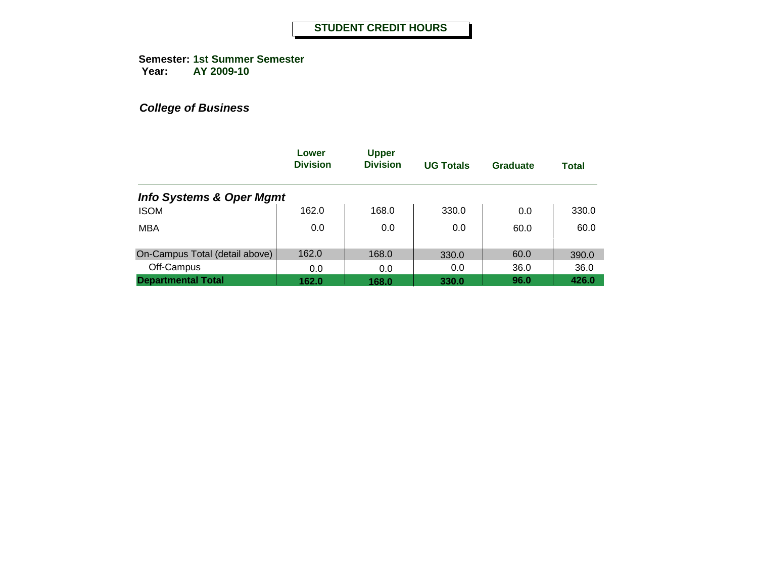# STUDENT CREDIT HOURS

**Semester:** **1st Summer Semester**
**Year:** **AY 2009-10**

***College of Business***

| | Lower Division | Upper Division | UG Totals | Graduate | Total |
|---|---|---|---|---|---|
| ***Info Systems & Oper Mgmt*** | | | | | |
| ISOM | 162.0 | 168.0 | 330.0 | 0.0 | 330.0 |
| MBA | 0.0 | 0.0 | 0.0 | 60.0 | 60.0 |
| On-Campus Total (detail above) | 162.0 | 168.0 | 330.0 | 60.0 | 390.0 |
| Off-Campus | 0.0 | 0.0 | 0.0 | 36.0 | 36.0 |
| **Departmental Total** | **162.0** | **168.0** | **330.0** | **96.0** | **426.0** |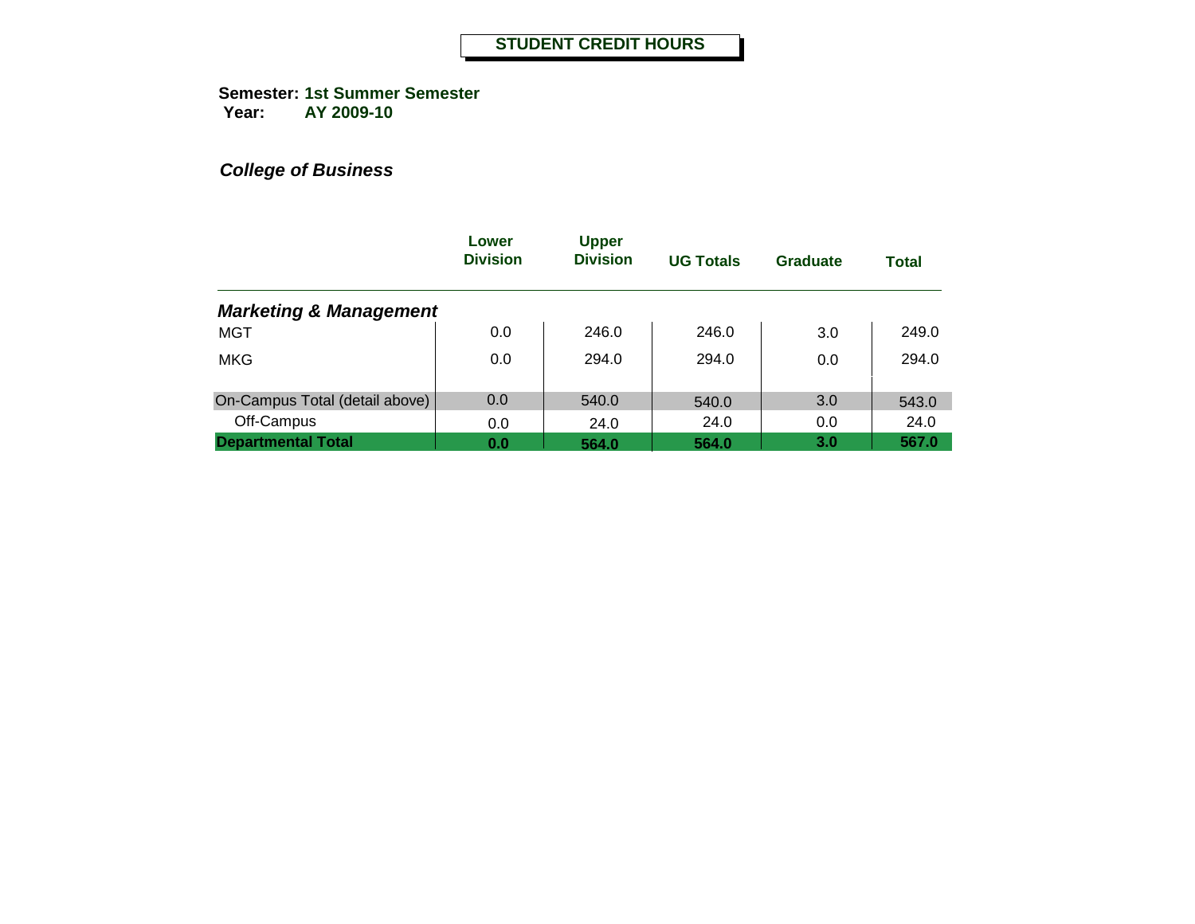# STUDENT CREDIT HOURS

**Semester:** **1st Summer Semester**
**Year:** **AY 2009-10**

***College of Business***

| | Lower Division | Upper Division | UG Totals | Graduate | Total |
|---|---|---|---|---|---|
| ***Marketing & Management*** | | | | | |
| MGT | 0.0 | 246.0 | 246.0 | 3.0 | 249.0 |
| MKG | 0.0 | 294.0 | 294.0 | 0.0 | 294.0 |
| On-Campus Total (detail above) | 0.0 | 540.0 | 540.0 | 3.0 | 543.0 |
| Off-Campus | 0.0 | 24.0 | 24.0 | 0.0 | 24.0 |
| **Departmental Total** | **0.0** | **564.0** | **564.0** | **3.0** | **567.0** |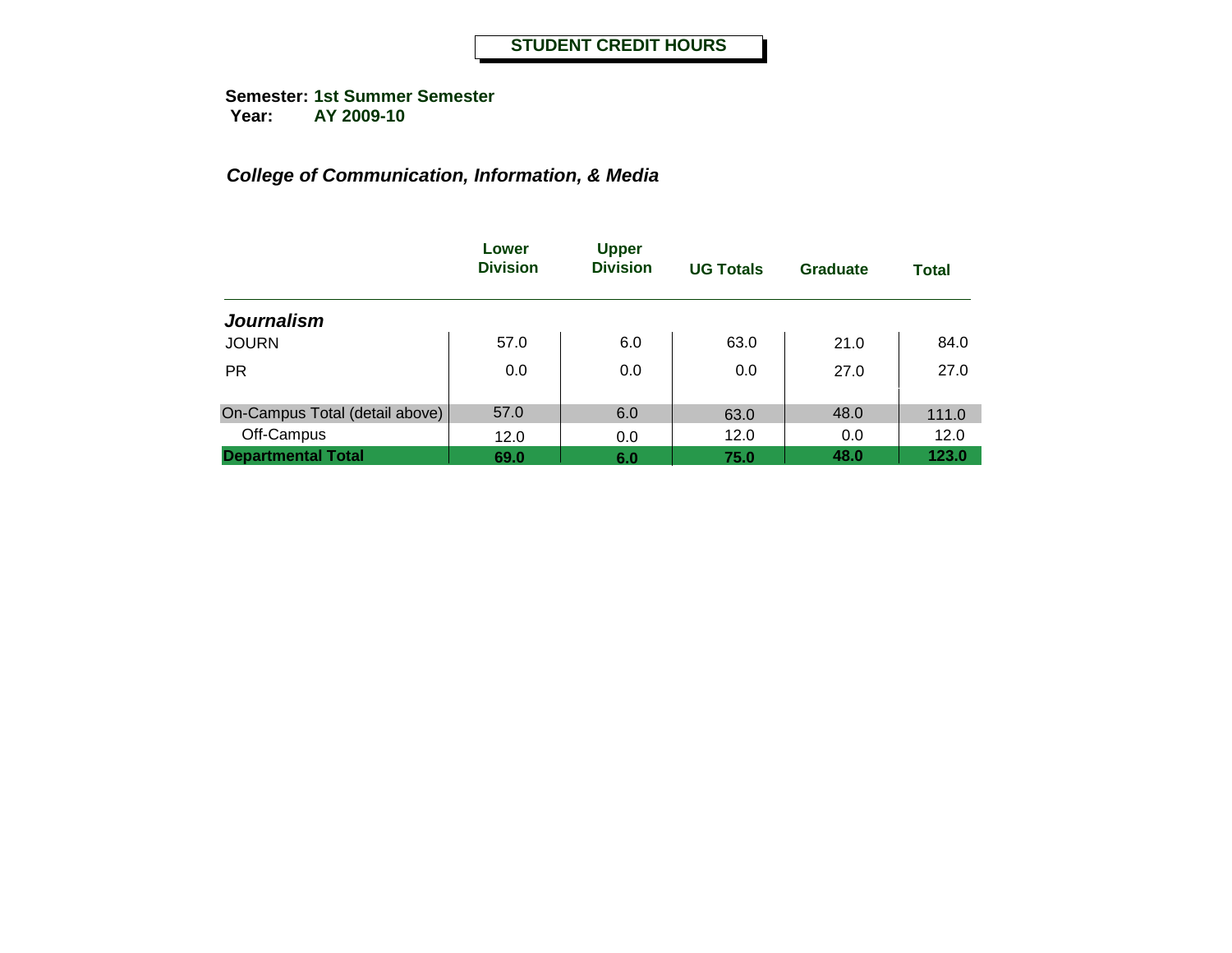# STUDENT CREDIT HOURS

**Semester:** **1st Summer Semester**
**Year:** **AY 2009-10**

***College of Communication, Information, & Media***

| | Lower Division | Upper Division | UG Totals | Graduate | Total |
|---|---|---|---|---|---|
| ***Journalism*** | | | | | |
| JOURN | 57.0 | 6.0 | 63.0 | 21.0 | 84.0 |
| PR | 0.0 | 0.0 | 0.0 | 27.0 | 27.0 |
| On-Campus Total (detail above) | 57.0 | 6.0 | 63.0 | 48.0 | 111.0 |
| Off-Campus | 12.0 | 0.0 | 12.0 | 0.0 | 12.0 |
| **Departmental Total** | **69.0** | **6.0** | **75.0** | **48.0** | **123.0** |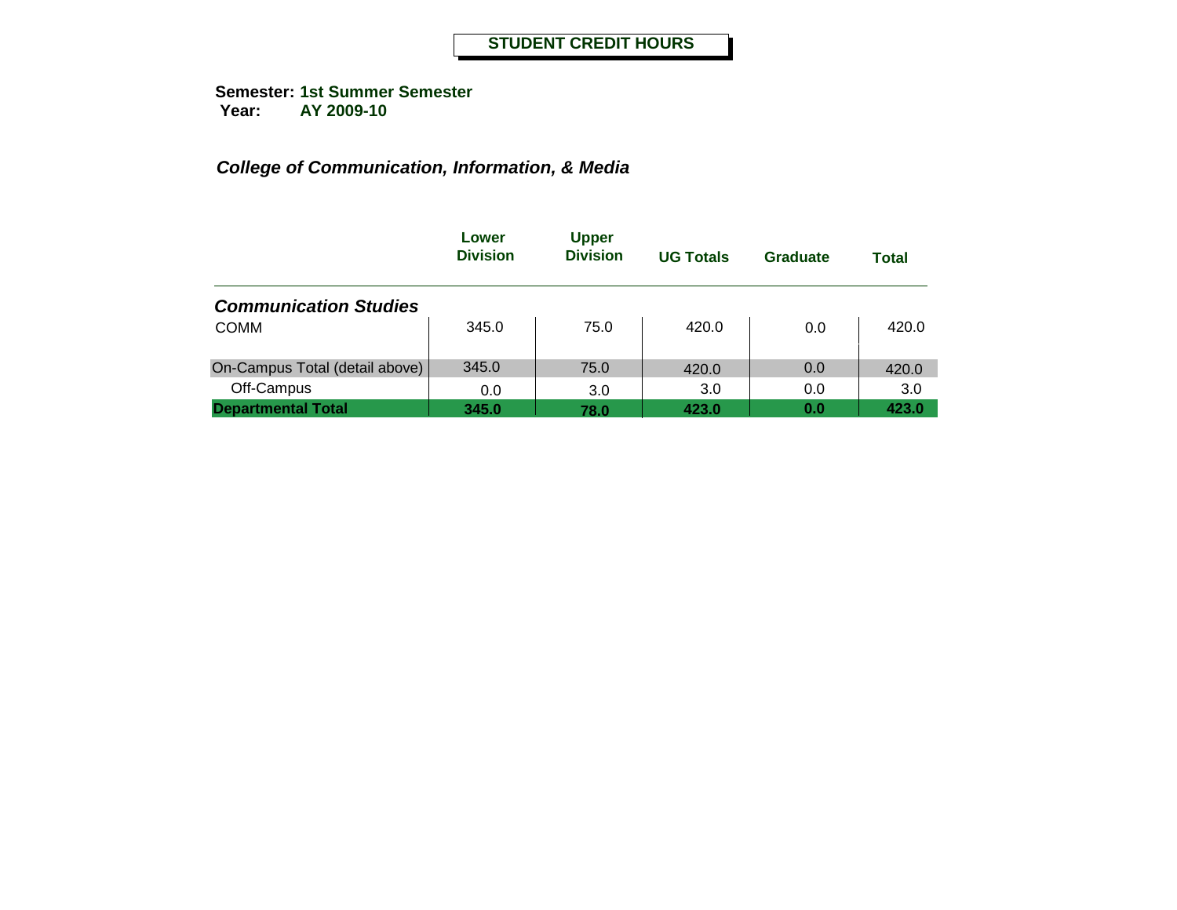# STUDENT CREDIT HOURS

**Semester:** 1st Summer Semester
**Year:** AY 2009-10

***College of Communication, Information, & Media***

| | Lower Division | Upper Division | UG Totals | Graduate | Total |
|---|---|---|---|---|---|
| ***Communication Studies*** | | | | | |
| COMM | 345.0 | 75.0 | 420.0 | 0.0 | 420.0 |
| On-Campus Total (detail above) | 345.0 | 75.0 | 420.0 | 0.0 | 420.0 |
| Off-Campus | 0.0 | 3.0 | 3.0 | 0.0 | 3.0 |
| **Departmental Total** | **345.0** | **78.0** | **423.0** | **0.0** | **423.0** |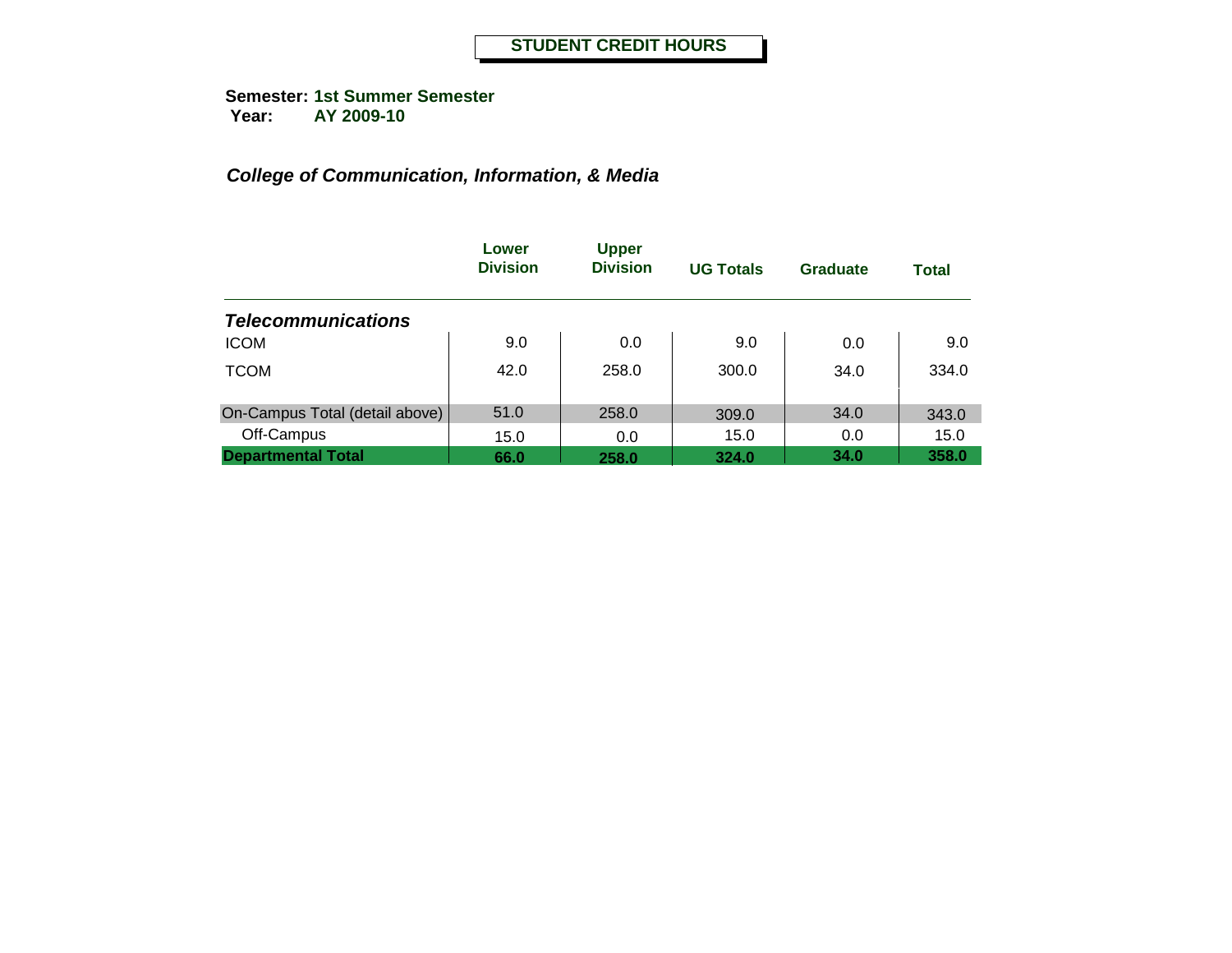# STUDENT CREDIT HOURS

**Semester: 1st Summer Semester**
**Year: AY 2009-10**

***College of Communication, Information, & Media***

| | Lower Division | Upper Division | UG Totals | Graduate | Total |
|---|---|---|---|---|---|
| ***Telecommunications*** | | | | | |
| ICOM | 9.0 | 0.0 | 9.0 | 0.0 | 9.0 |
| TCOM | 42.0 | 258.0 | 300.0 | 34.0 | 334.0 |
| On-Campus Total (detail above) | 51.0 | 258.0 | 309.0 | 34.0 | 343.0 |
| Off-Campus | 15.0 | 0.0 | 15.0 | 0.0 | 15.0 |
| **Departmental Total** | **66.0** | **258.0** | **324.0** | **34.0** | **358.0** |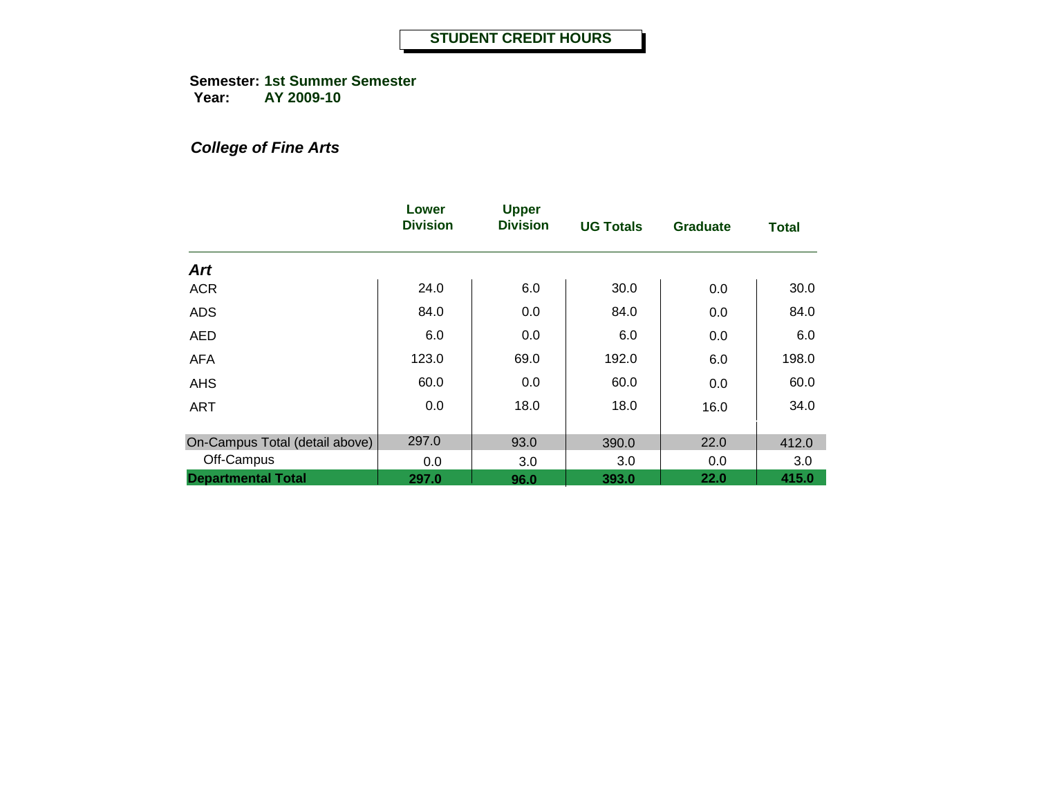## STUDENT CREDIT HOURS

**Semester:** **1st Summer Semester**
**Year:** **AY 2009-10**

### *College of Fine Arts*

| | Lower Division | Upper Division | UG Totals | Graduate | Total |
|---|---|---|---|---|---|
| ***Art*** | | | | | |
| ACR | 24.0 | 6.0 | 30.0 | 0.0 | 30.0 |
| ADS | 84.0 | 0.0 | 84.0 | 0.0 | 84.0 |
| AED | 6.0 | 0.0 | 6.0 | 0.0 | 6.0 |
| AFA | 123.0 | 69.0 | 192.0 | 6.0 | 198.0 |
| AHS | 60.0 | 0.0 | 60.0 | 0.0 | 60.0 |
| ART | 0.0 | 18.0 | 18.0 | 16.0 | 34.0 |
| On-Campus Total (detail above) | 297.0 | 93.0 | 390.0 | 22.0 | 412.0 |
| Off-Campus | 0.0 | 3.0 | 3.0 | 0.0 | 3.0 |
| **Departmental Total** | **297.0** | **96.0** | **393.0** | **22.0** | **415.0** |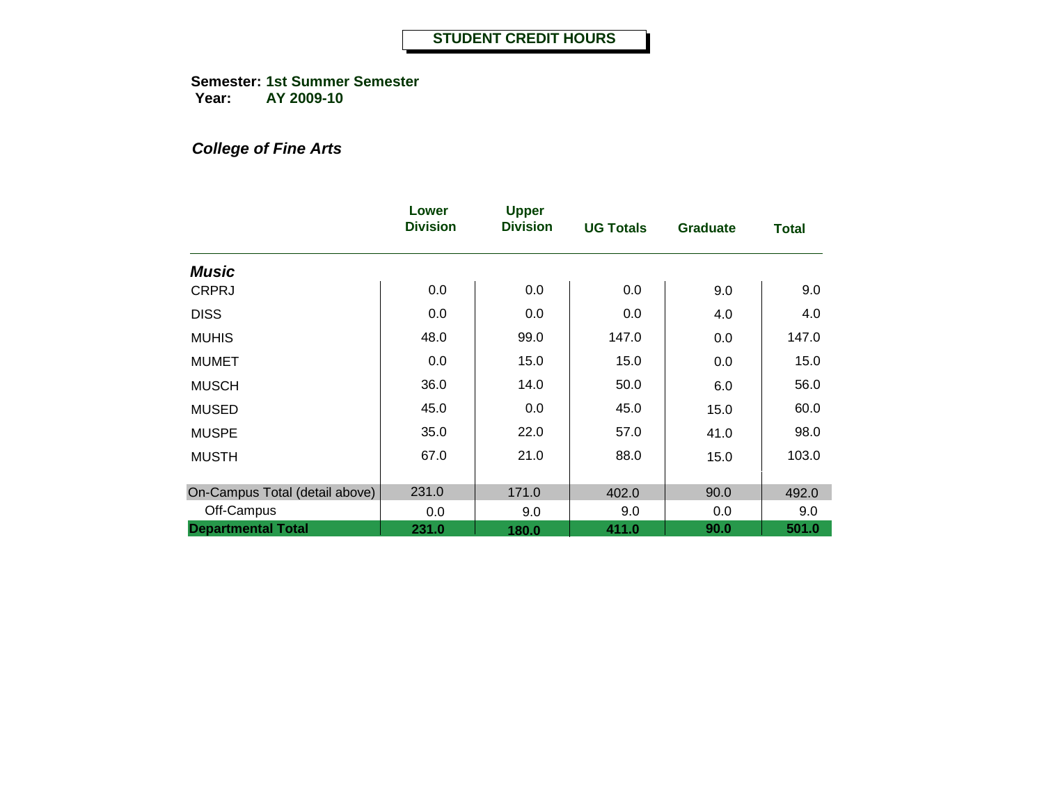# STUDENT CREDIT HOURS

**Semester:** **1st Summer Semester**
**Year:** **AY 2009-10**

***College of Fine Arts***

| | Lower Division | Upper Division | UG Totals | Graduate | Total |
|---|---|---|---|---|---|
| ***Music*** | | | | | |
| CRPRJ | 0.0 | 0.0 | 0.0 | 9.0 | 9.0 |
| DISS | 0.0 | 0.0 | 0.0 | 4.0 | 4.0 |
| MUHIS | 48.0 | 99.0 | 147.0 | 0.0 | 147.0 |
| MUMET | 0.0 | 15.0 | 15.0 | 0.0 | 15.0 |
| MUSCH | 36.0 | 14.0 | 50.0 | 6.0 | 56.0 |
| MUSED | 45.0 | 0.0 | 45.0 | 15.0 | 60.0 |
| MUSPE | 35.0 | 22.0 | 57.0 | 41.0 | 98.0 |
| MUSTH | 67.0 | 21.0 | 88.0 | 15.0 | 103.0 |
| On-Campus Total (detail above) | 231.0 | 171.0 | 402.0 | 90.0 | 492.0 |
| Off-Campus | 0.0 | 9.0 | 9.0 | 0.0 | 9.0 |
| **Departmental Total** | **231.0** | **180.0** | **411.0** | **90.0** | **501.0** |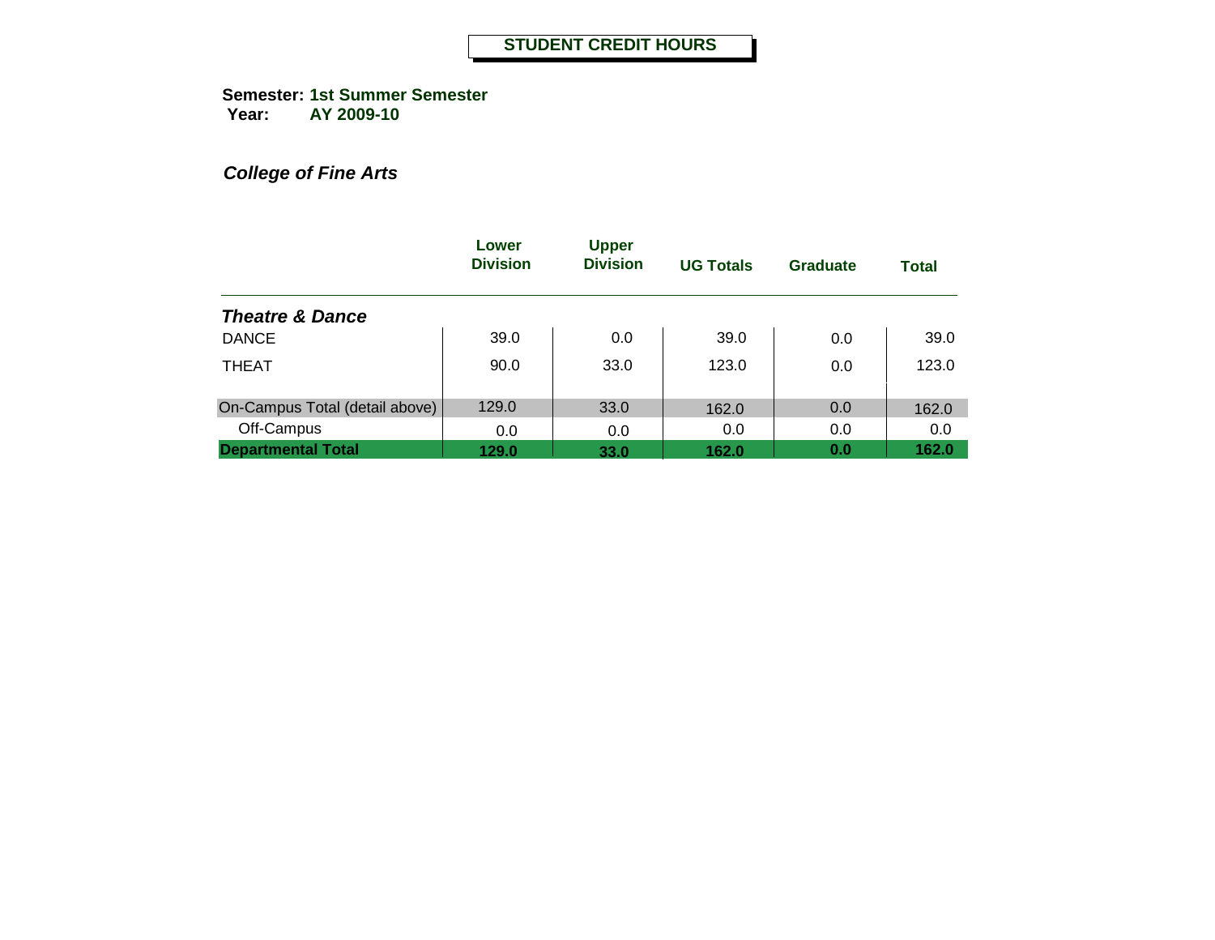# STUDENT CREDIT HOURS

**Semester:** **1st Summer Semester**
**Year:** **AY 2009-10**

***College of Fine Arts***

| | Lower Division | Upper Division | UG Totals | Graduate | Total |
|---|---|---|---|---|---|
| ***Theatre & Dance*** | | | | | |
| DANCE | 39.0 | 0.0 | 39.0 | 0.0 | 39.0 |
| THEAT | 90.0 | 33.0 | 123.0 | 0.0 | 123.0 |
| On-Campus Total (detail above) | 129.0 | 33.0 | 162.0 | 0.0 | 162.0 |
| Off-Campus | 0.0 | 0.0 | 0.0 | 0.0 | 0.0 |
| **Departmental Total** | **129.0** | **33.0** | **162.0** | **0.0** | **162.0** |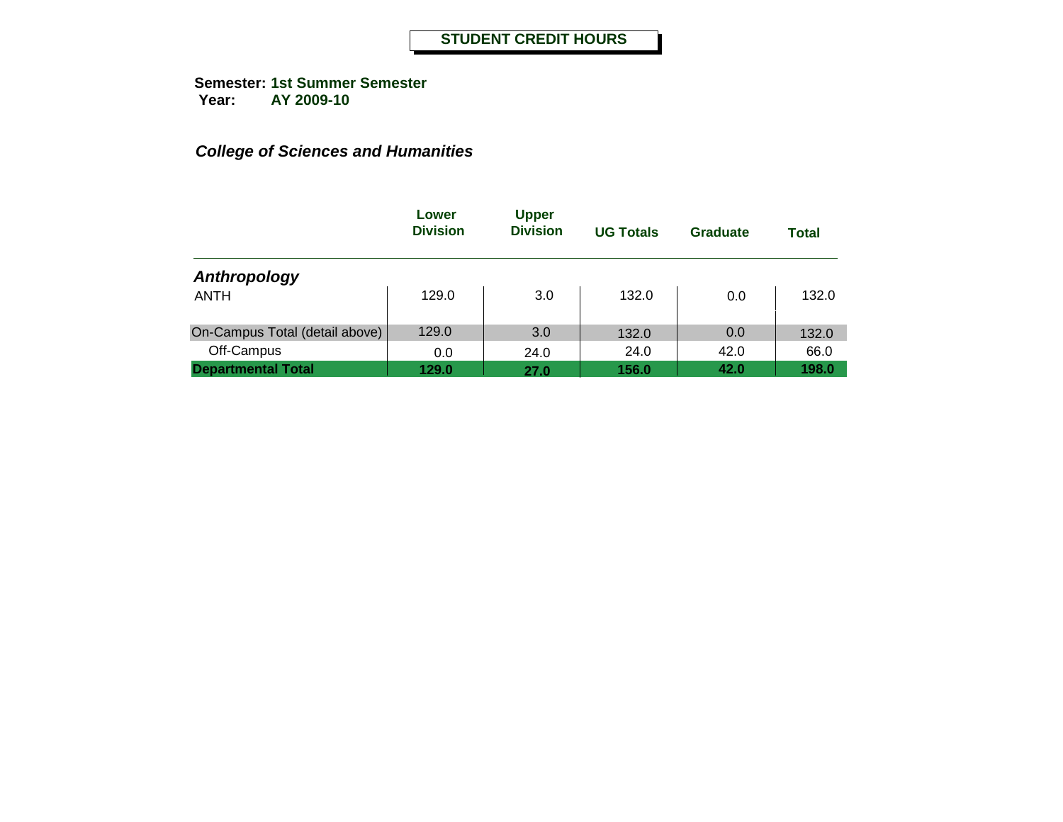# STUDENT CREDIT HOURS

**Semester:** **1st Summer Semester**
**Year:** **AY 2009-10**

### *College of Sciences and Humanities*

| | Lower Division | Upper Division | UG Totals | Graduate | Total |
|---|---|---|---|---|---|
| ***Anthropology*** | | | | | |
| ANTH | 129.0 | 3.0 | 132.0 | 0.0 | 132.0 |
| On-Campus Total (detail above) | 129.0 | 3.0 | 132.0 | 0.0 | 132.0 |
| Off-Campus | 0.0 | 24.0 | 24.0 | 42.0 | 66.0 |
| **Departmental Total** | **129.0** | **27.0** | **156.0** | **42.0** | **198.0** |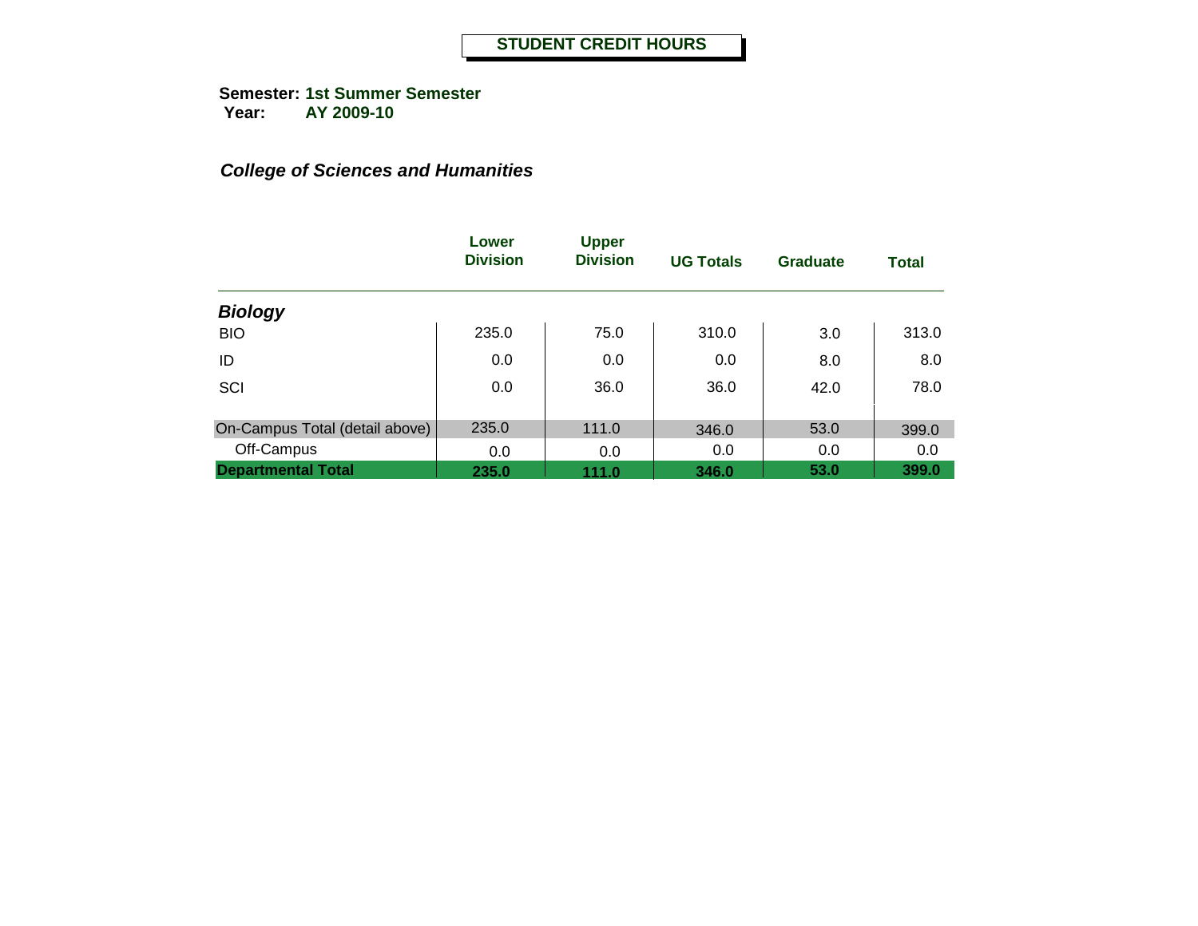## STUDENT CREDIT HOURS

**Semester:** **1st Summer Semester**
**Year:** **AY 2009-10**

### *College of Sciences and Humanities*

| | Lower Division | Upper Division | UG Totals | Graduate | Total |
|---|---|---|---|---|---|
| ***Biology*** | | | | | |
| BIO | 235.0 | 75.0 | 310.0 | 3.0 | 313.0 |
| ID | 0.0 | 0.0 | 0.0 | 8.0 | 8.0 |
| SCI | 0.0 | 36.0 | 36.0 | 42.0 | 78.0 |
| On-Campus Total (detail above) | 235.0 | 111.0 | 346.0 | 53.0 | 399.0 |
| Off-Campus | 0.0 | 0.0 | 0.0 | 0.0 | 0.0 |
| **Departmental Total** | **235.0** | **111.0** | **346.0** | **53.0** | **399.0** |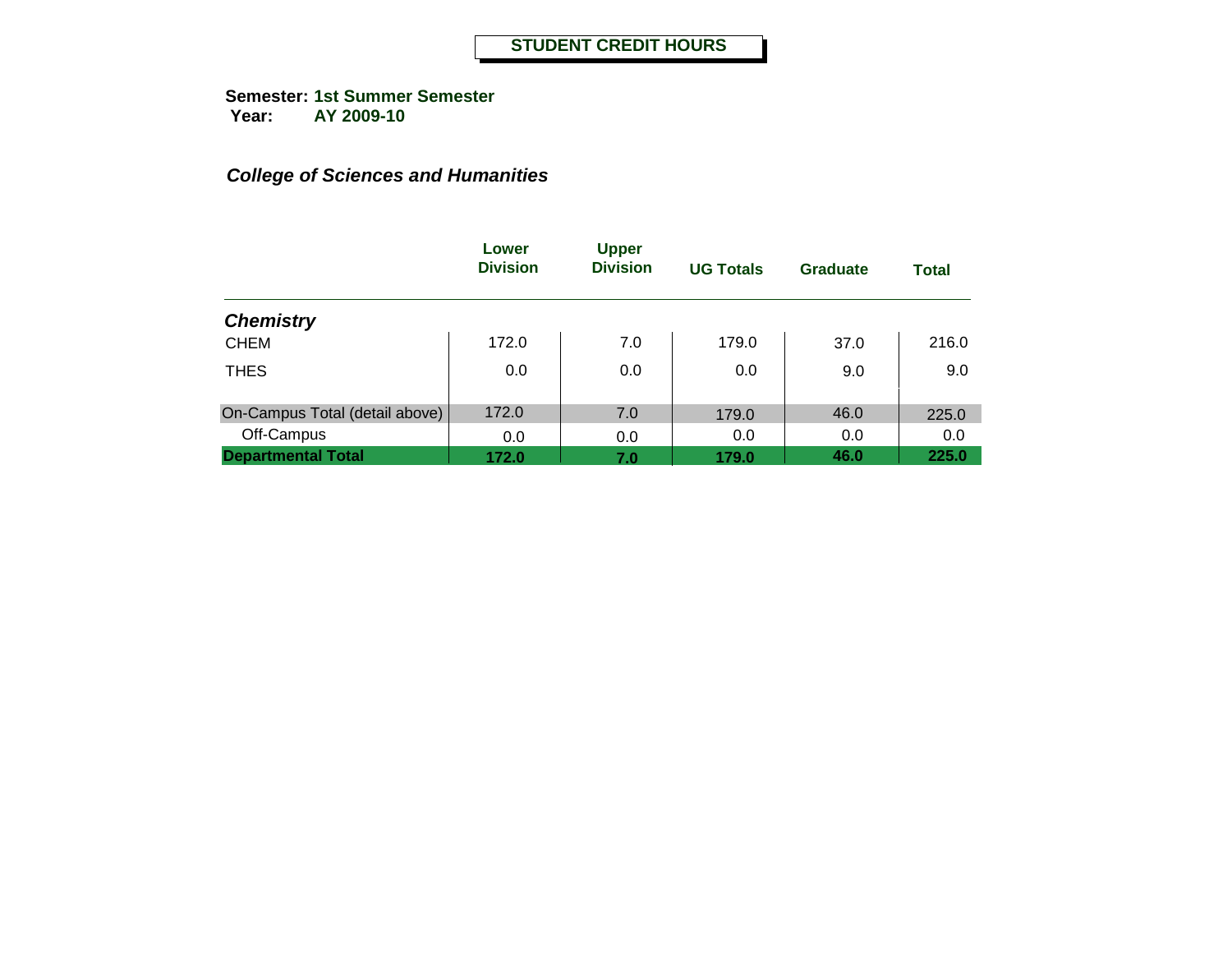# STUDENT CREDIT HOURS

**Semester:** **1st Summer Semester**
**Year:** **AY 2009-10**

***College of Sciences and Humanities***

| | Lower Division | Upper Division | UG Totals | Graduate | Total |
|---|---|---|---|---|---|
| ***Chemistry*** | | | | | |
| CHEM | 172.0 | 7.0 | 179.0 | 37.0 | 216.0 |
| THES | 0.0 | 0.0 | 0.0 | 9.0 | 9.0 |
| On-Campus Total (detail above) | 172.0 | 7.0 | 179.0 | 46.0 | 225.0 |
| Off-Campus | 0.0 | 0.0 | 0.0 | 0.0 | 0.0 |
| **Departmental Total** | **172.0** | **7.0** | **179.0** | **46.0** | **225.0** |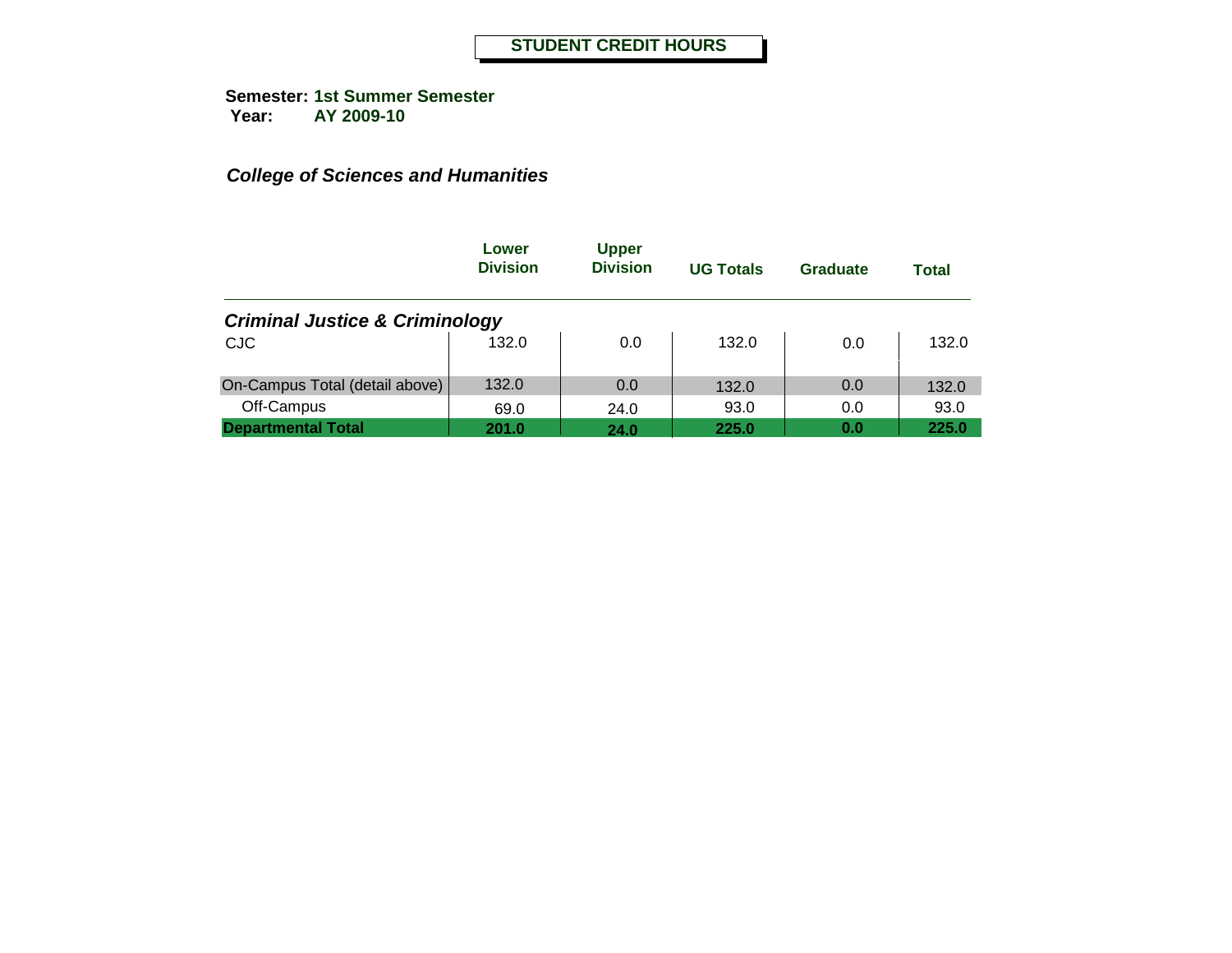# STUDENT CREDIT HOURS

**Semester:** **1st Summer Semester**
**Year:** **AY 2009-10**

***College of Sciences and Humanities***

| | Lower Division | Upper Division | UG Totals | Graduate | Total |
|---|---|---|---|---|---|
| ***Criminal Justice & Criminology*** | | | | | |
| CJC | 132.0 | 0.0 | 132.0 | 0.0 | 132.0 |
| On-Campus Total (detail above) | 132.0 | 0.0 | 132.0 | 0.0 | 132.0 |
| Off-Campus | 69.0 | 24.0 | 93.0 | 0.0 | 93.0 |
| **Departmental Total** | **201.0** | **24.0** | **225.0** | **0.0** | **225.0** |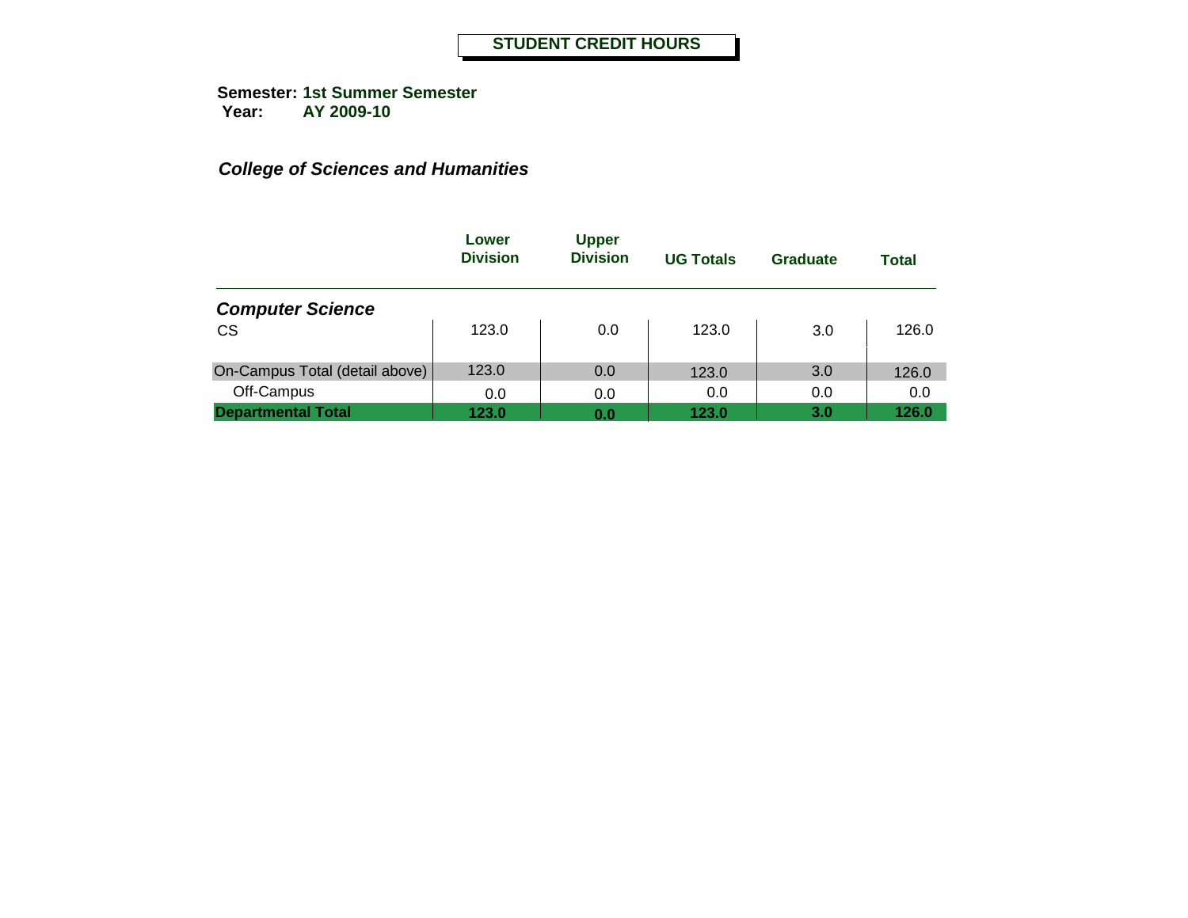# STUDENT CREDIT HOURS

**Semester: 1st Summer Semester**
**Year: AY 2009-10**

***College of Sciences and Humanities***

| | Lower Division | Upper Division | UG Totals | Graduate | Total |
|---|---|---|---|---|---|
| ***Computer Science*** | | | | | |
| CS | 123.0 | 0.0 | 123.0 | 3.0 | 126.0 |
| On-Campus Total (detail above) | 123.0 | 0.0 | 123.0 | 3.0 | 126.0 |
| Off-Campus | 0.0 | 0.0 | 0.0 | 0.0 | 0.0 |
| **Departmental Total** | **123.0** | **0.0** | **123.0** | **3.0** | **126.0** |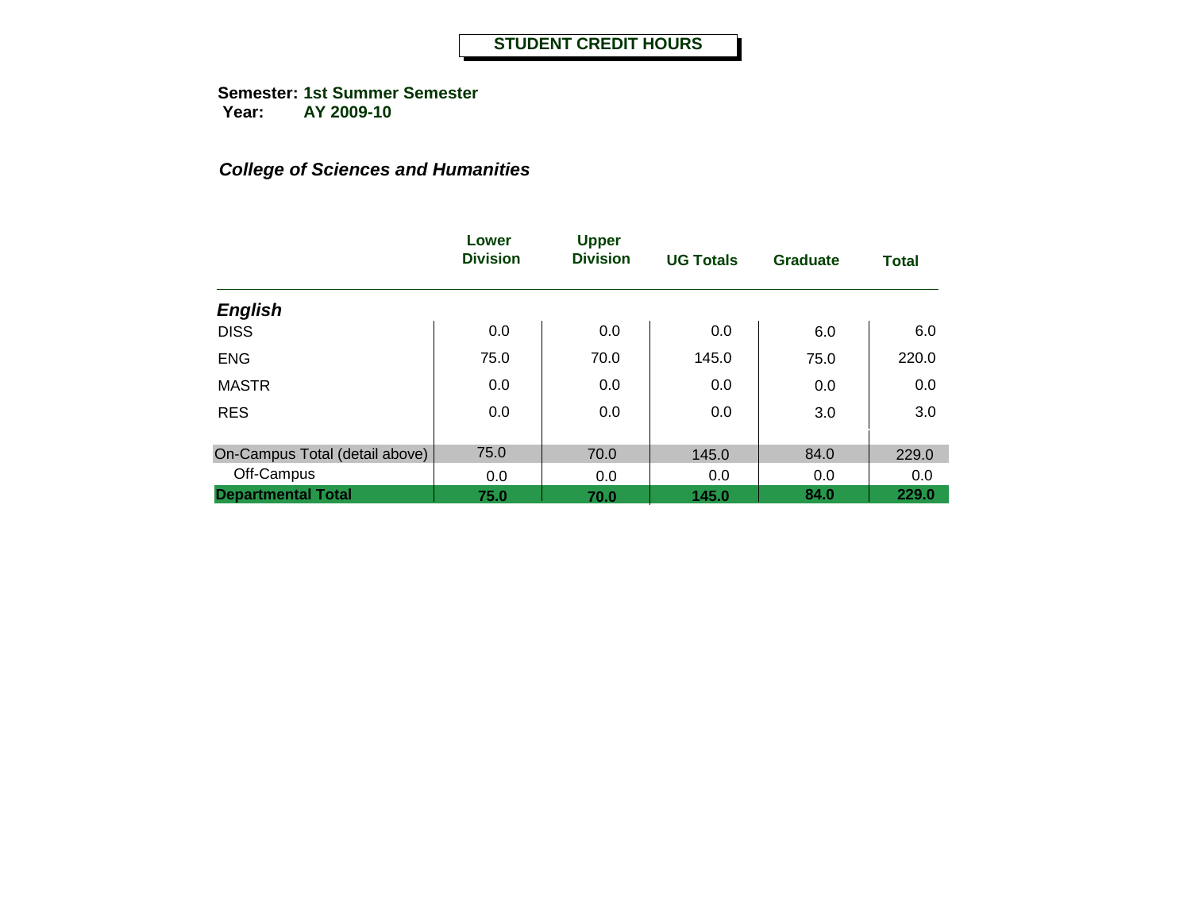# STUDENT CREDIT HOURS

**Semester:** **1st Summer Semester**
**Year:** **AY 2009-10**

***College of Sciences and Humanities***

| | Lower Division | Upper Division | UG Totals | Graduate | Total |
|---|---|---|---|---|---|
| ***English*** | | | | | |
| DISS | 0.0 | 0.0 | 0.0 | 6.0 | 6.0 |
| ENG | 75.0 | 70.0 | 145.0 | 75.0 | 220.0 |
| MASTR | 0.0 | 0.0 | 0.0 | 0.0 | 0.0 |
| RES | 0.0 | 0.0 | 0.0 | 3.0 | 3.0 |
| On-Campus Total (detail above) | 75.0 | 70.0 | 145.0 | 84.0 | 229.0 |
| Off-Campus | 0.0 | 0.0 | 0.0 | 0.0 | 0.0 |
| **Departmental Total** | **75.0** | **70.0** | **145.0** | **84.0** | **229.0** |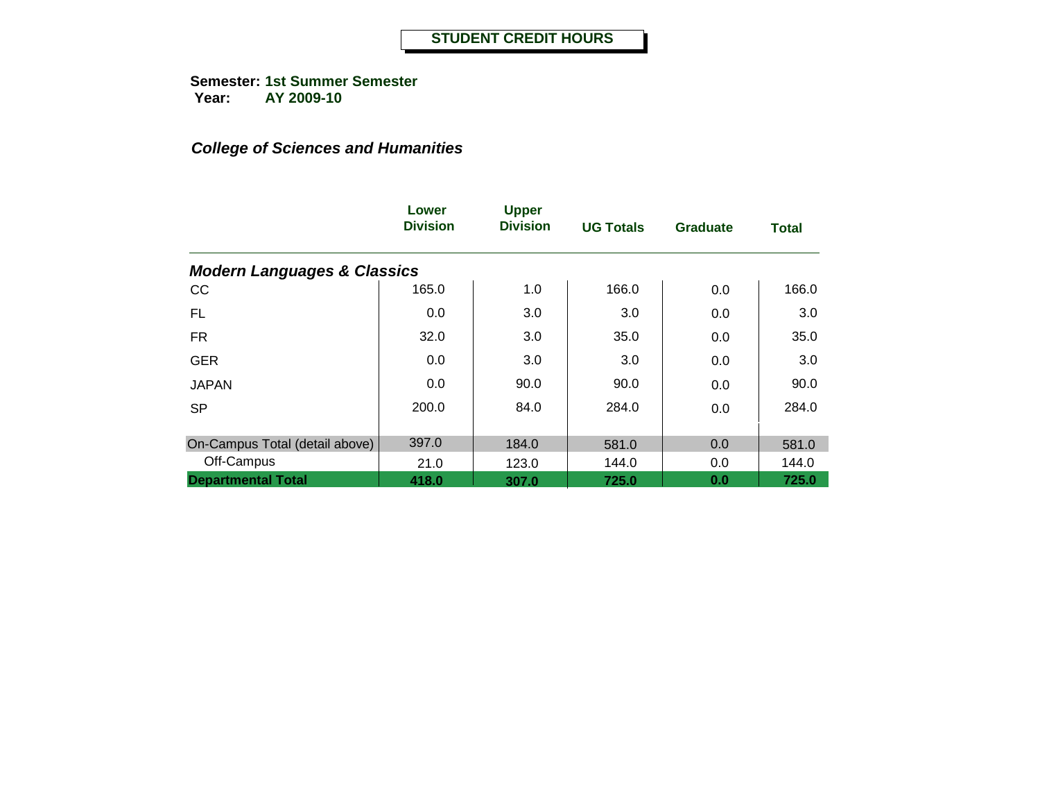# STUDENT CREDIT HOURS

**Semester:** **1st Summer Semester**
**Year:** **AY 2009-10**

***College of Sciences and Humanities***

| | Lower Division | Upper Division | UG Totals | Graduate | Total |
|---|---|---|---|---|---|
| ***Modern Languages & Classics*** | | | | | |
| CC | 165.0 | 1.0 | 166.0 | 0.0 | 166.0 |
| FL | 0.0 | 3.0 | 3.0 | 0.0 | 3.0 |
| FR | 32.0 | 3.0 | 35.0 | 0.0 | 35.0 |
| GER | 0.0 | 3.0 | 3.0 | 0.0 | 3.0 |
| JAPAN | 0.0 | 90.0 | 90.0 | 0.0 | 90.0 |
| SP | 200.0 | 84.0 | 284.0 | 0.0 | 284.0 |
| On-Campus Total (detail above) | 397.0 | 184.0 | 581.0 | 0.0 | 581.0 |
| Off-Campus | 21.0 | 123.0 | 144.0 | 0.0 | 144.0 |
| **Departmental Total** | **418.0** | **307.0** | **725.0** | **0.0** | **725.0** |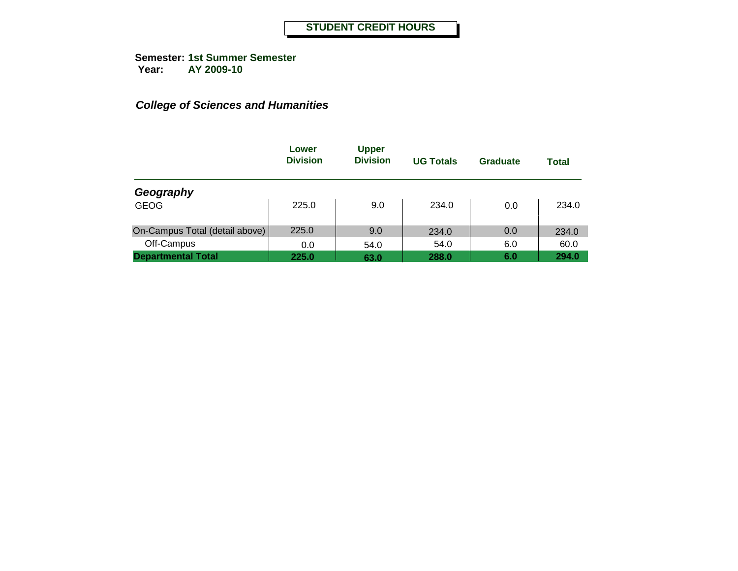# STUDENT CREDIT HOURS

**Semester:** **1st Summer Semester**
**Year:** **AY 2009-10**

## *College of Sciences and Humanities*

| | Lower Division | Upper Division | UG Totals | Graduate | Total |
|---|---|---|---|---|---|
| ***Geography*** | | | | | |
| GEOG | 225.0 | 9.0 | 234.0 | 0.0 | 234.0 |
| On-Campus Total (detail above) | 225.0 | 9.0 | 234.0 | 0.0 | 234.0 |
| Off-Campus | 0.0 | 54.0 | 54.0 | 6.0 | 60.0 |
| **Departmental Total** | **225.0** | **63.0** | **288.0** | **6.0** | **294.0** |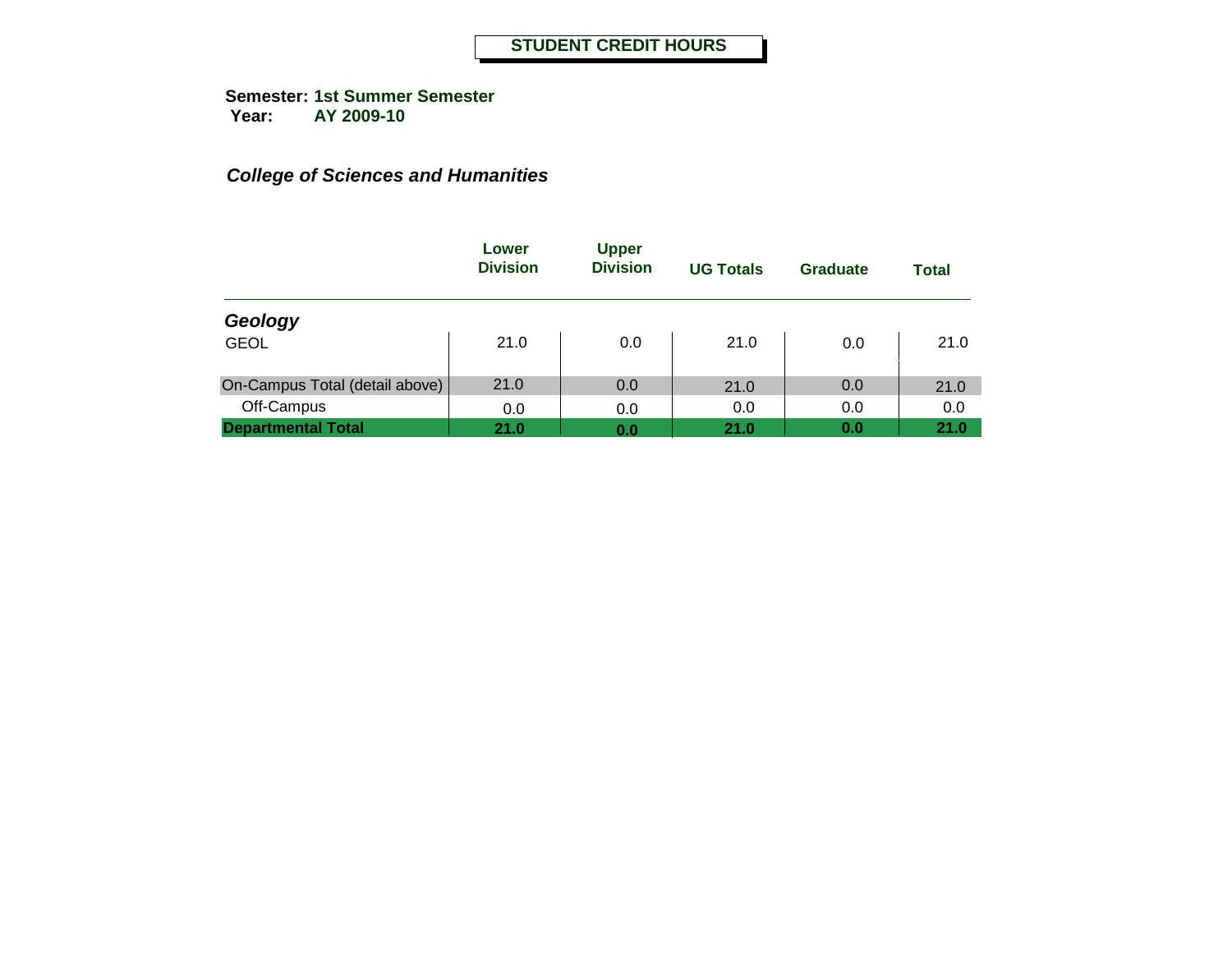# STUDENT CREDIT HOURS

**Semester:** **1st Summer Semester**
**Year:** **AY 2009-10**

***College of Sciences and Humanities***

| | Lower Division | Upper Division | UG Totals | Graduate | Total |
|---|---|---|---|---|---|
| ***Geology*** | | | | | |
| GEOL | 21.0 | 0.0 | 21.0 | 0.0 | 21.0 |
| On-Campus Total (detail above) | 21.0 | 0.0 | 21.0 | 0.0 | 21.0 |
| Off-Campus | 0.0 | 0.0 | 0.0 | 0.0 | 0.0 |
| **Departmental Total** | **21.0** | **0.0** | **21.0** | **0.0** | **21.0** |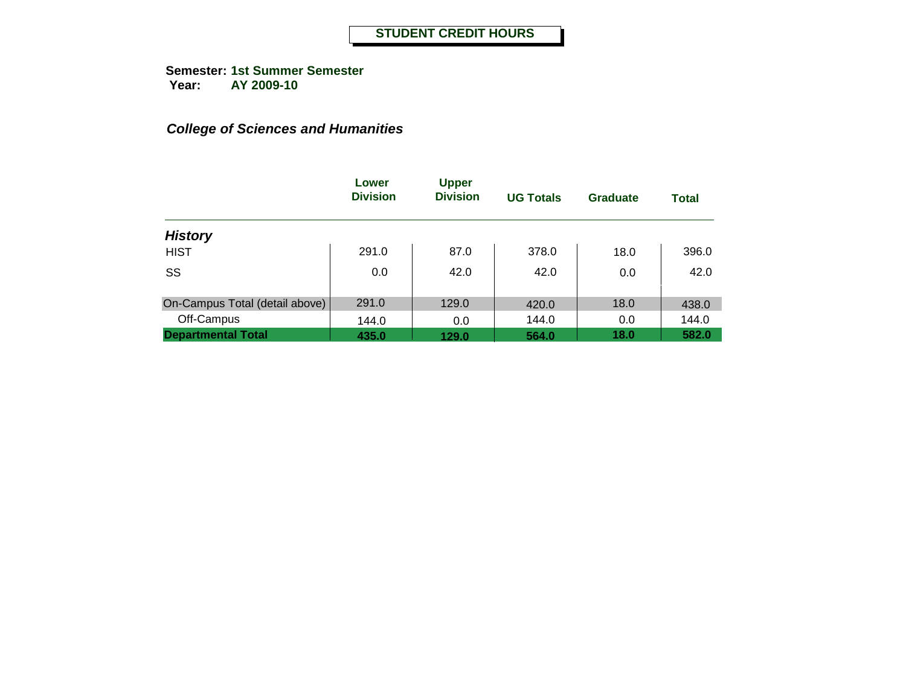## STUDENT CREDIT HOURS

**Semester:** **1st Summer Semester**
**Year:** **AY 2009-10**

***College of Sciences and Humanities***

| | Lower Division | Upper Division | UG Totals | Graduate | Total |
|---|---|---|---|---|---|
| ***History*** | | | | | |
| HIST | 291.0 | 87.0 | 378.0 | 18.0 | 396.0 |
| SS | 0.0 | 42.0 | 42.0 | 0.0 | 42.0 |
| On-Campus Total (detail above) | 291.0 | 129.0 | 420.0 | 18.0 | 438.0 |
| Off-Campus | 144.0 | 0.0 | 144.0 | 0.0 | 144.0 |
| **Departmental Total** | **435.0** | **129.0** | **564.0** | **18.0** | **582.0** |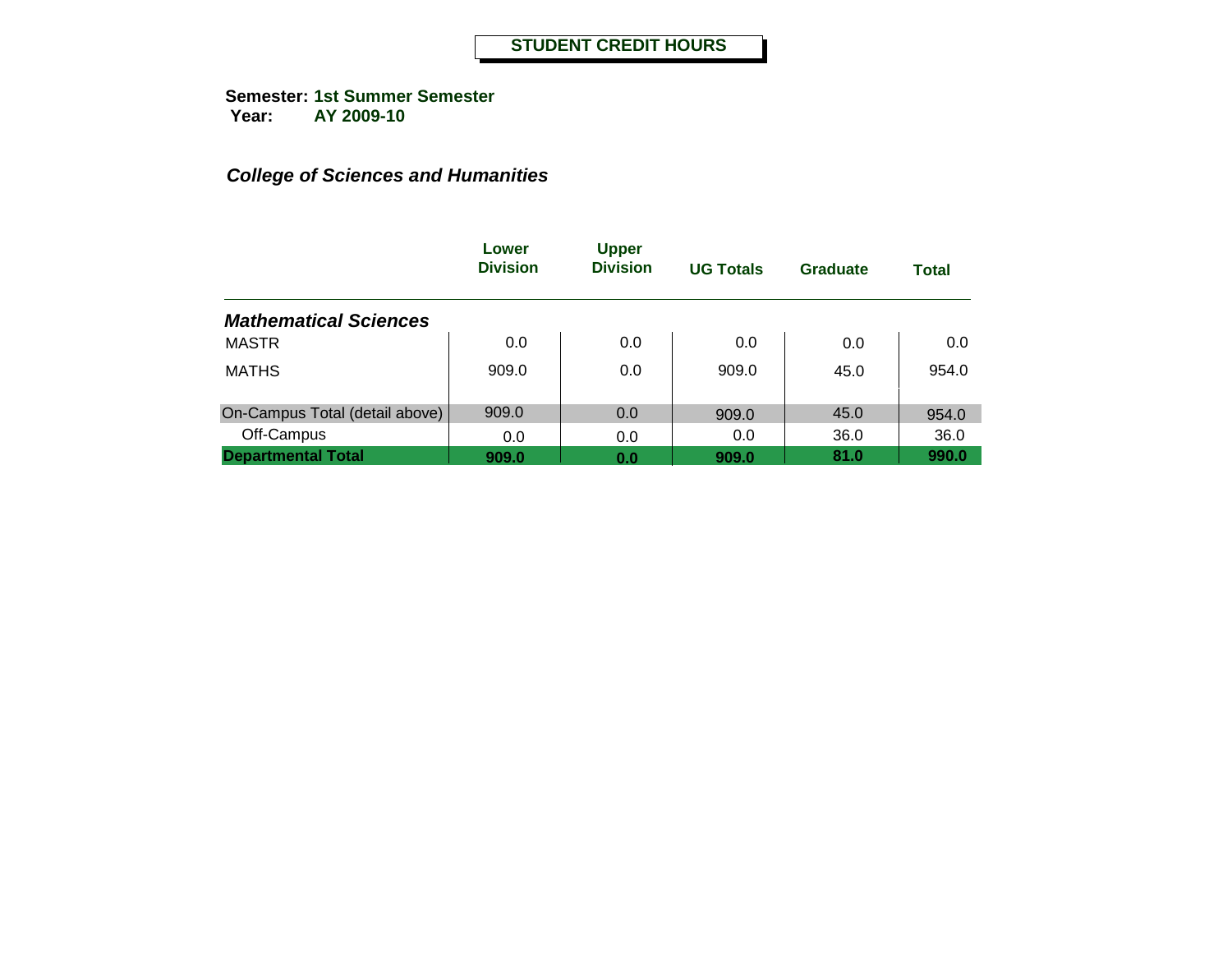# STUDENT CREDIT HOURS

**Semester:** 1st Summer Semester
**Year:** AY 2009-10

## *College of Sciences and Humanities*

| | Lower Division | Upper Division | UG Totals | Graduate | Total |
|---|---|---|---|---|---|
| ***Mathematical Sciences*** | | | | | |
| MASTR | 0.0 | 0.0 | 0.0 | 0.0 | 0.0 |
| MATHS | 909.0 | 0.0 | 909.0 | 45.0 | 954.0 |
| On-Campus Total (detail above) | 909.0 | 0.0 | 909.0 | 45.0 | 954.0 |
| Off-Campus | 0.0 | 0.0 | 0.0 | 36.0 | 36.0 |
| **Departmental Total** | **909.0** | **0.0** | **909.0** | **81.0** | **990.0** |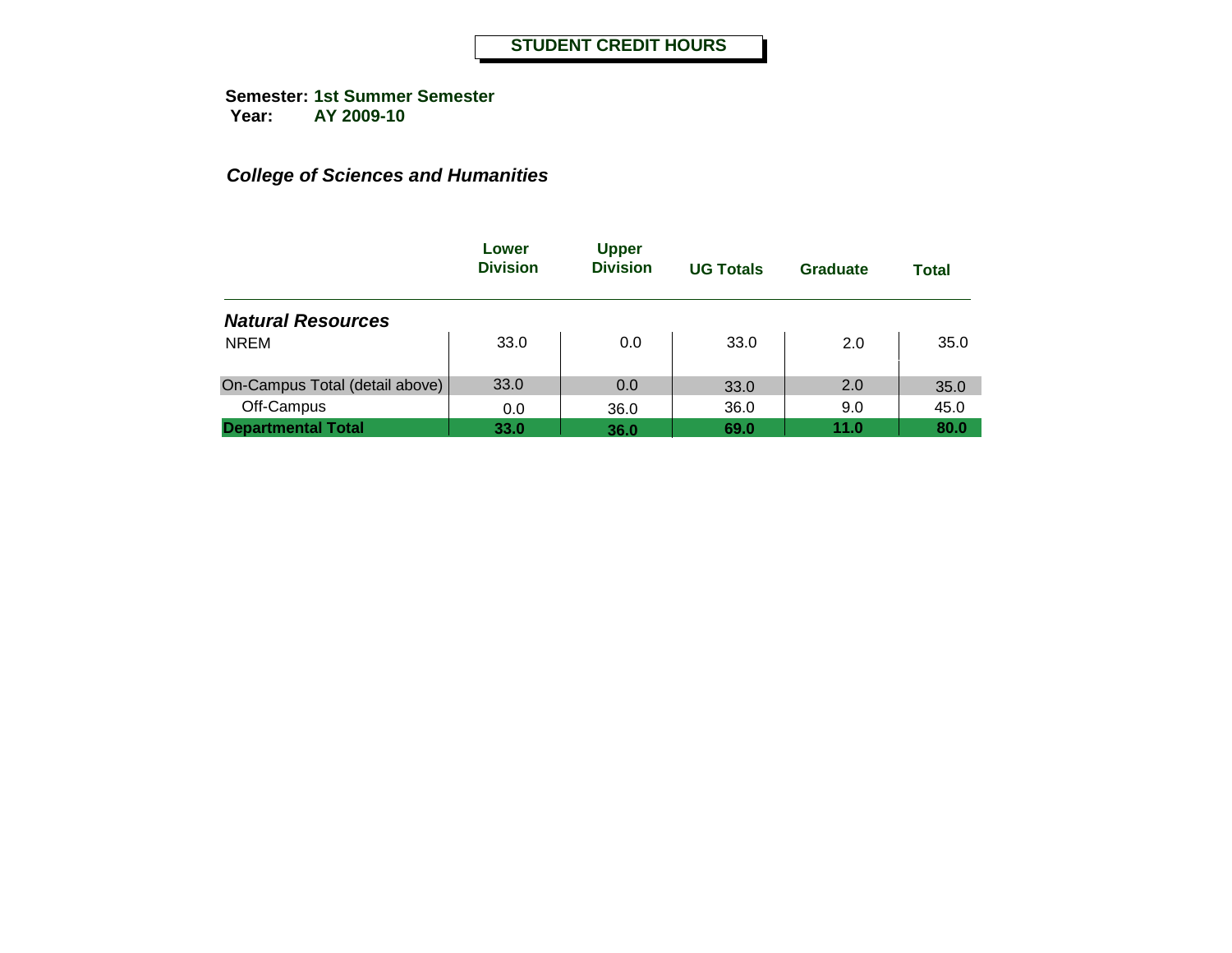# STUDENT CREDIT HOURS

**Semester:** **1st Summer Semester**
**Year:** **AY 2009-10**

***College of Sciences and Humanities***

| | Lower Division | Upper Division | UG Totals | Graduate | Total |
|---|---|---|---|---|---|
| ***Natural Resources*** | | | | | |
| NREM | 33.0 | 0.0 | 33.0 | 2.0 | 35.0 |
| On-Campus Total (detail above) | 33.0 | 0.0 | 33.0 | 2.0 | 35.0 |
| Off-Campus | 0.0 | 36.0 | 36.0 | 9.0 | 45.0 |
| **Departmental Total** | **33.0** | **36.0** | **69.0** | **11.0** | **80.0** |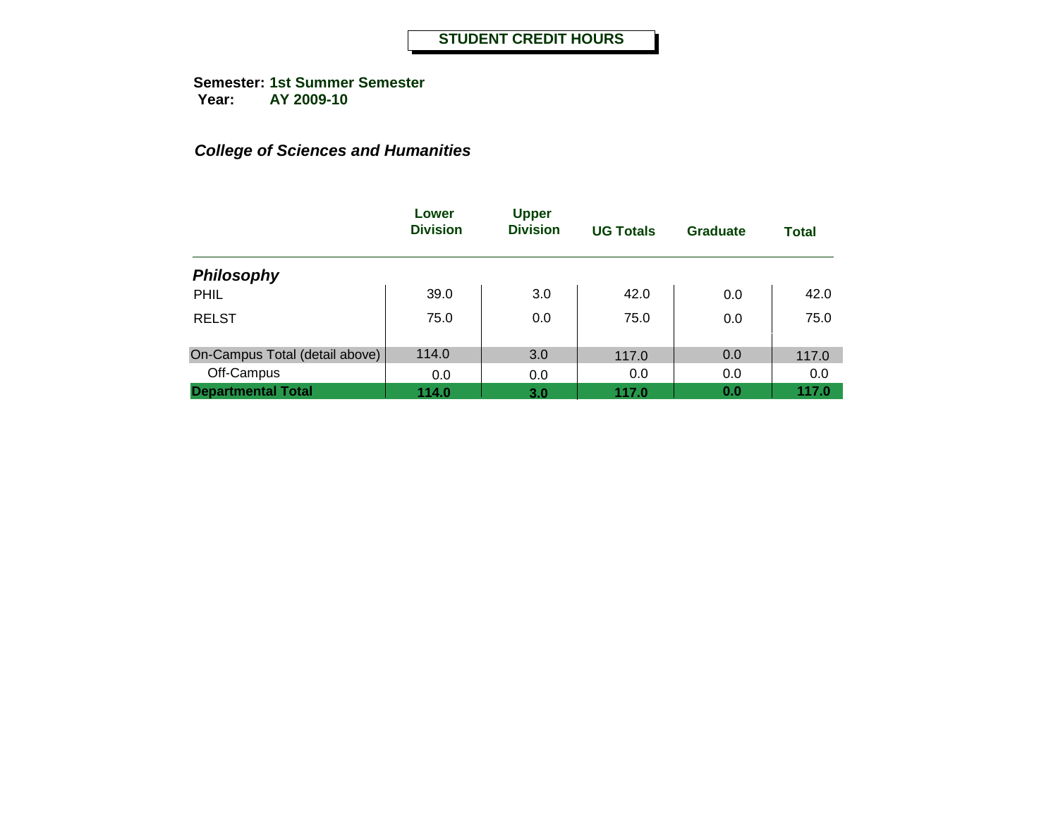# STUDENT CREDIT HOURS

**Semester:** 1st Summer Semester
**Year:** AY 2009-10

***College of Sciences and Humanities***

| | Lower Division | Upper Division | UG Totals | Graduate | Total |
|---|---|---|---|---|---|
| ***Philosophy*** | | | | | |
| PHIL | 39.0 | 3.0 | 42.0 | 0.0 | 42.0 |
| RELST | 75.0 | 0.0 | 75.0 | 0.0 | 75.0 |
| On-Campus Total (detail above) | 114.0 | 3.0 | 117.0 | 0.0 | 117.0 |
| Off-Campus | 0.0 | 0.0 | 0.0 | 0.0 | 0.0 |
| **Departmental Total** | **114.0** | **3.0** | **117.0** | **0.0** | **117.0** |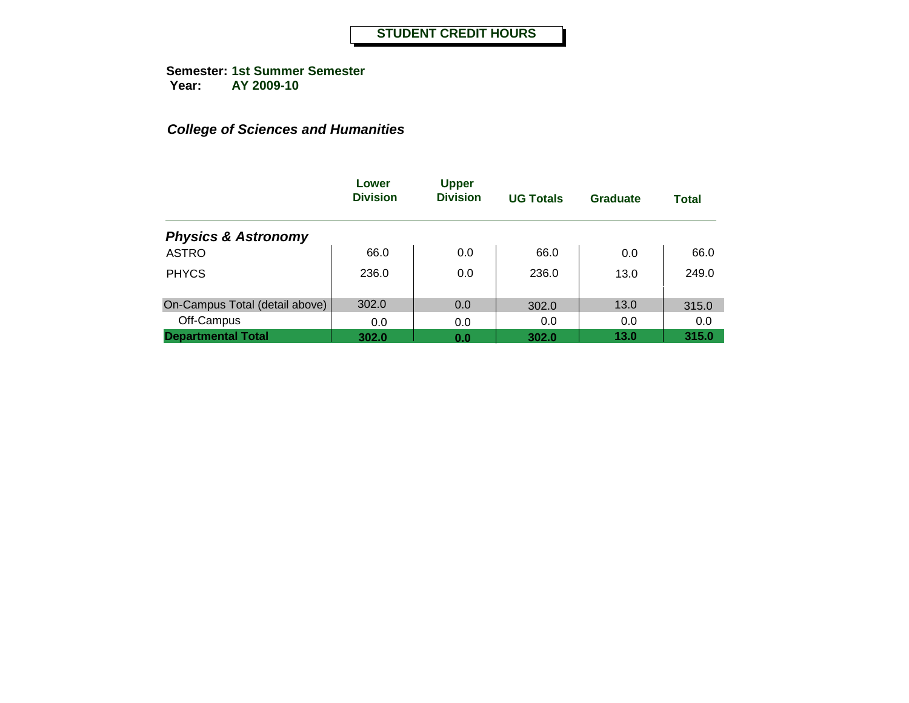# STUDENT CREDIT HOURS

**Semester:** **1st Summer Semester**
**Year:** **AY 2009-10**

***College of Sciences and Humanities***

| | Lower Division | Upper Division | UG Totals | Graduate | Total |
|---|---|---|---|---|---|
| ***Physics & Astronomy*** | | | | | |
| ASTRO | 66.0 | 0.0 | 66.0 | 0.0 | 66.0 |
| PHYCS | 236.0 | 0.0 | 236.0 | 13.0 | 249.0 |
| On-Campus Total (detail above) | 302.0 | 0.0 | 302.0 | 13.0 | 315.0 |
| Off-Campus | 0.0 | 0.0 | 0.0 | 0.0 | 0.0 |
| **Departmental Total** | **302.0** | **0.0** | **302.0** | **13.0** | **315.0** |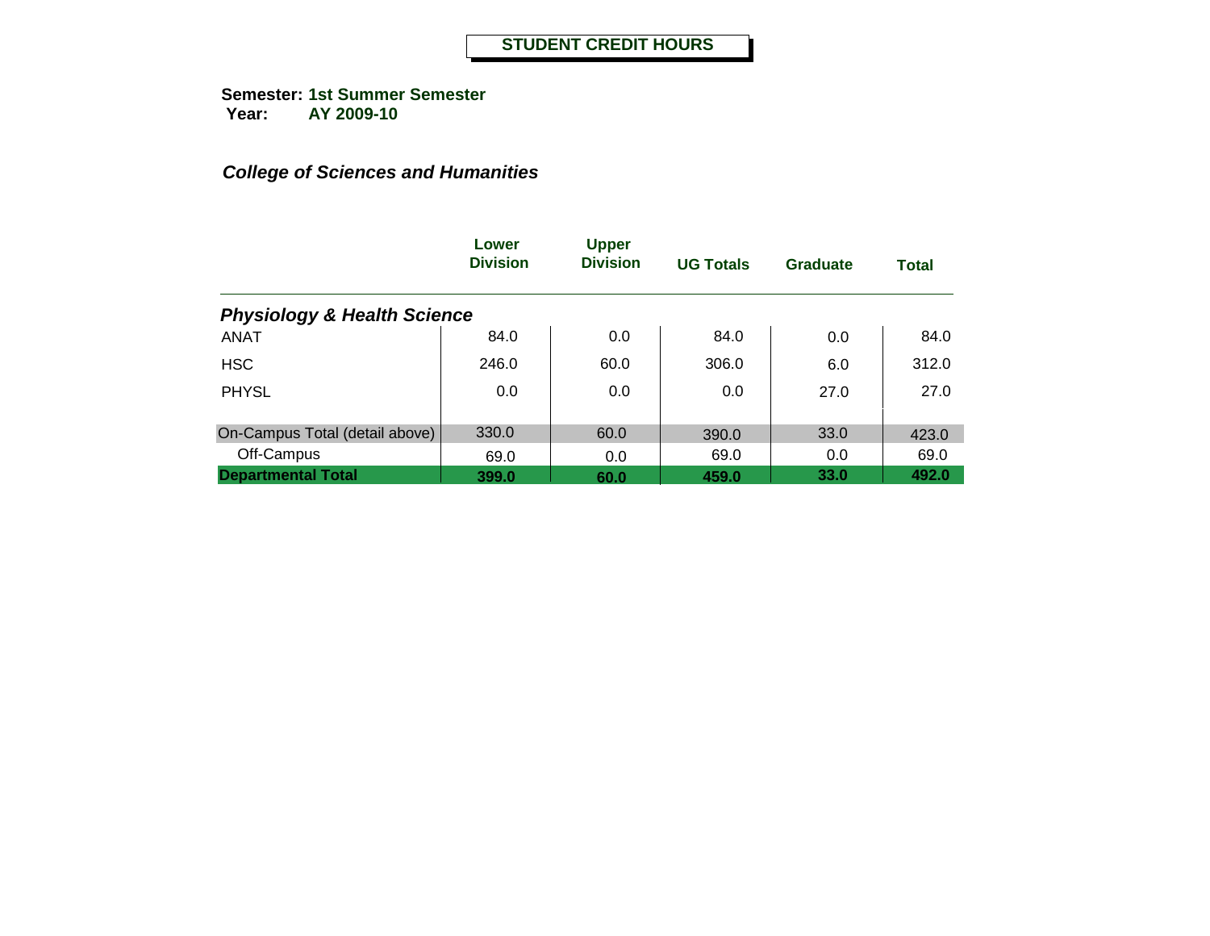**STUDENT CREDIT HOURS**

**Semester:** **1st Summer Semester**
**Year:** **AY 2009-10**

***College of Sciences and Humanities***

| | Lower Division | Upper Division | UG Totals | Graduate | Total |
|---|---|---|---|---|---|
| ***Physiology & Health Science*** | | | | | |
| ANAT | 84.0 | 0.0 | 84.0 | 0.0 | 84.0 |
| HSC | 246.0 | 60.0 | 306.0 | 6.0 | 312.0 |
| PHYSL | 0.0 | 0.0 | 0.0 | 27.0 | 27.0 |
| On-Campus Total (detail above) | 330.0 | 60.0 | 390.0 | 33.0 | 423.0 |
| Off-Campus | 69.0 | 0.0 | 69.0 | 0.0 | 69.0 |
| **Departmental Total** | **399.0** | **60.0** | **459.0** | **33.0** | **492.0** |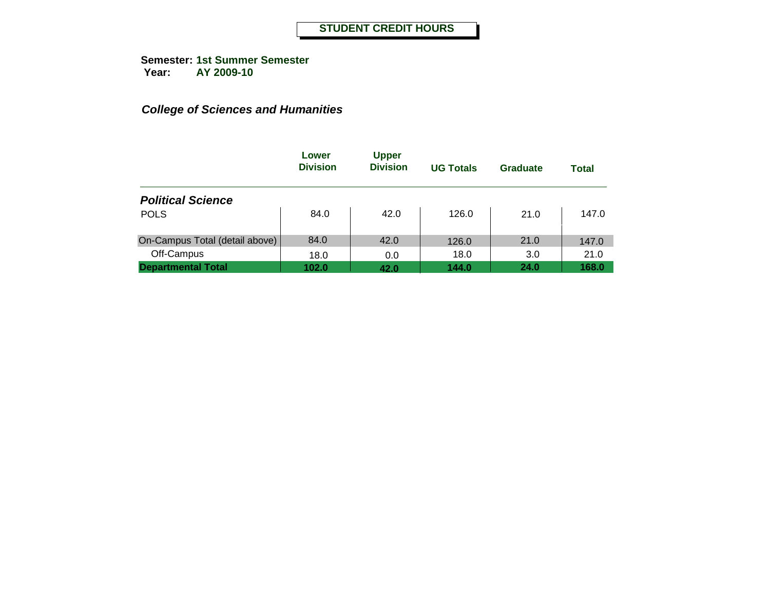## STUDENT CREDIT HOURS

**Semester: 1st Summer Semester**
**Year: AY 2009-10**

### *College of Sciences and Humanities*

| | Lower Division | Upper Division | UG Totals | Graduate | Total |
|---|---|---|---|---|---|
| ***Political Science*** | | | | | |
| POLS | 84.0 | 42.0 | 126.0 | 21.0 | 147.0 |
| On-Campus Total (detail above) | 84.0 | 42.0 | 126.0 | 21.0 | 147.0 |
| Off-Campus | 18.0 | 0.0 | 18.0 | 3.0 | 21.0 |
| **Departmental Total** | **102.0** | **42.0** | **144.0** | **24.0** | **168.0** |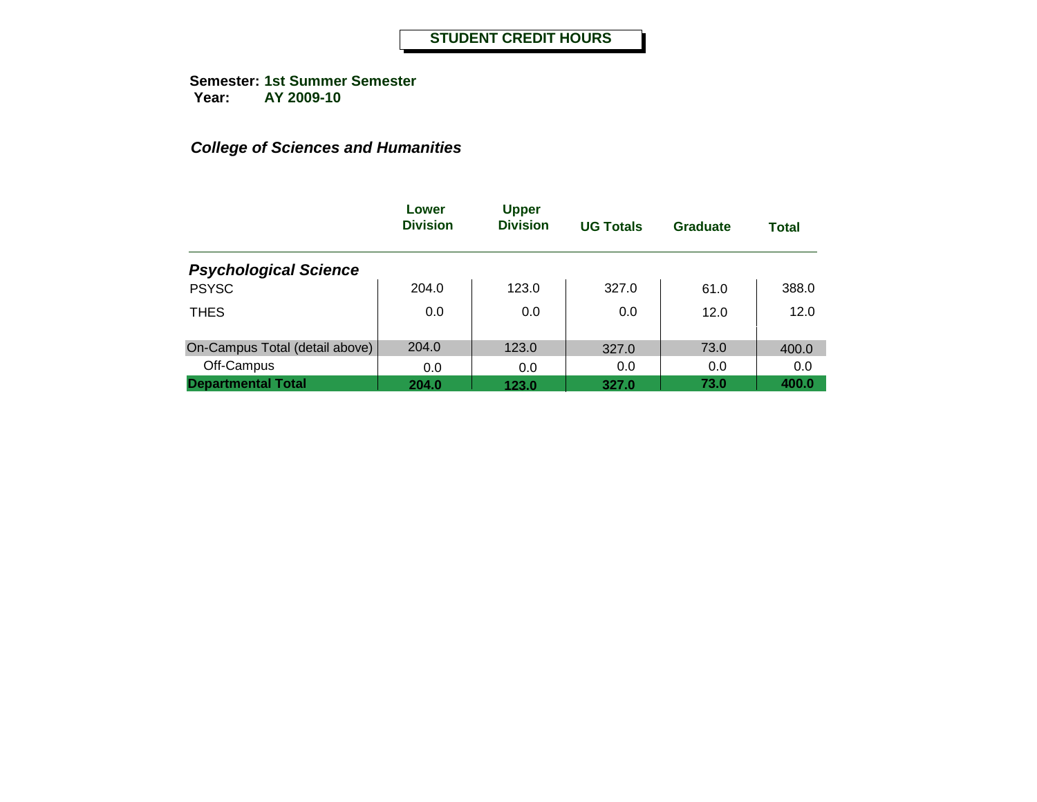# STUDENT CREDIT HOURS

**Semester:** **1st Summer Semester**
**Year:** **AY 2009-10**

***College of Sciences and Humanities***

| | Lower Division | Upper Division | UG Totals | Graduate | Total |
|---|---|---|---|---|---|
| ***Psychological Science*** | | | | | |
| PSYSC | 204.0 | 123.0 | 327.0 | 61.0 | 388.0 |
| THES | 0.0 | 0.0 | 0.0 | 12.0 | 12.0 |
| On-Campus Total (detail above) | 204.0 | 123.0 | 327.0 | 73.0 | 400.0 |
| Off-Campus | 0.0 | 0.0 | 0.0 | 0.0 | 0.0 |
| **Departmental Total** | **204.0** | **123.0** | **327.0** | **73.0** | **400.0** |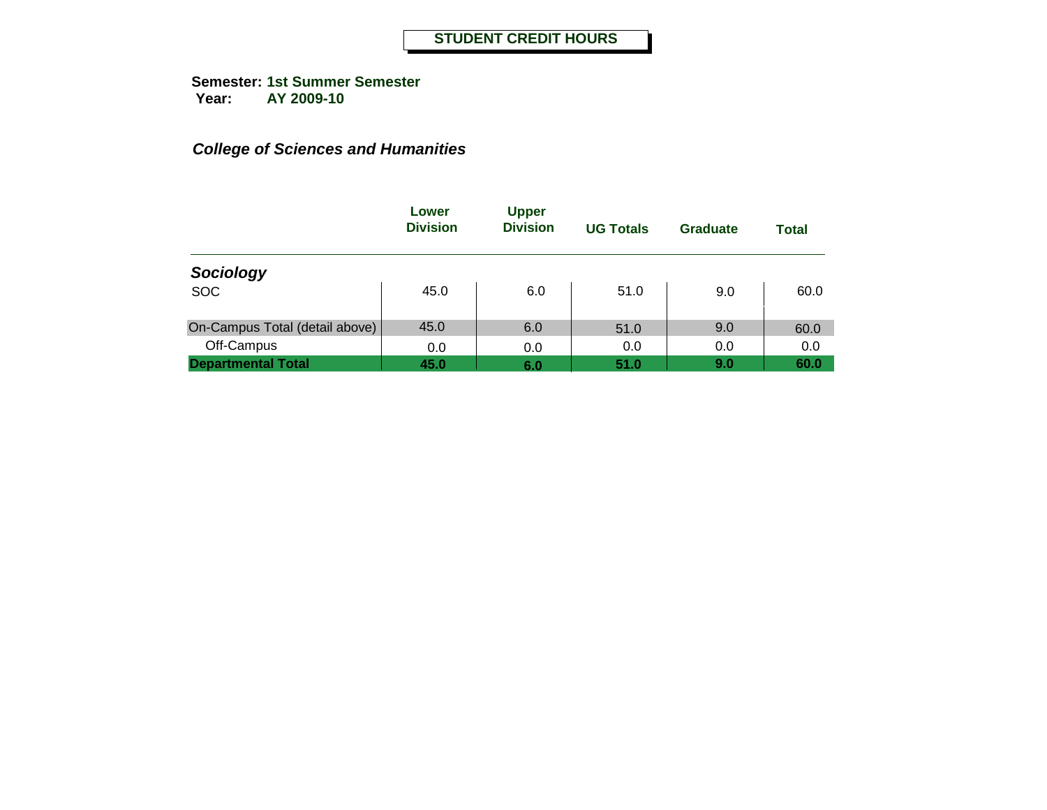# STUDENT CREDIT HOURS

**Semester:** **1st Summer Semester**
**Year:** **AY 2009-10**

***College of Sciences and Humanities***

| | Lower Division | Upper Division | UG Totals | Graduate | Total |
|---|---|---|---|---|---|
| ***Sociology*** | | | | | |
| SOC | 45.0 | 6.0 | 51.0 | 9.0 | 60.0 |
| On-Campus Total (detail above) | 45.0 | 6.0 | 51.0 | 9.0 | 60.0 |
| Off-Campus | 0.0 | 0.0 | 0.0 | 0.0 | 0.0 |
| **Departmental Total** | **45.0** | **6.0** | **51.0** | **9.0** | **60.0** |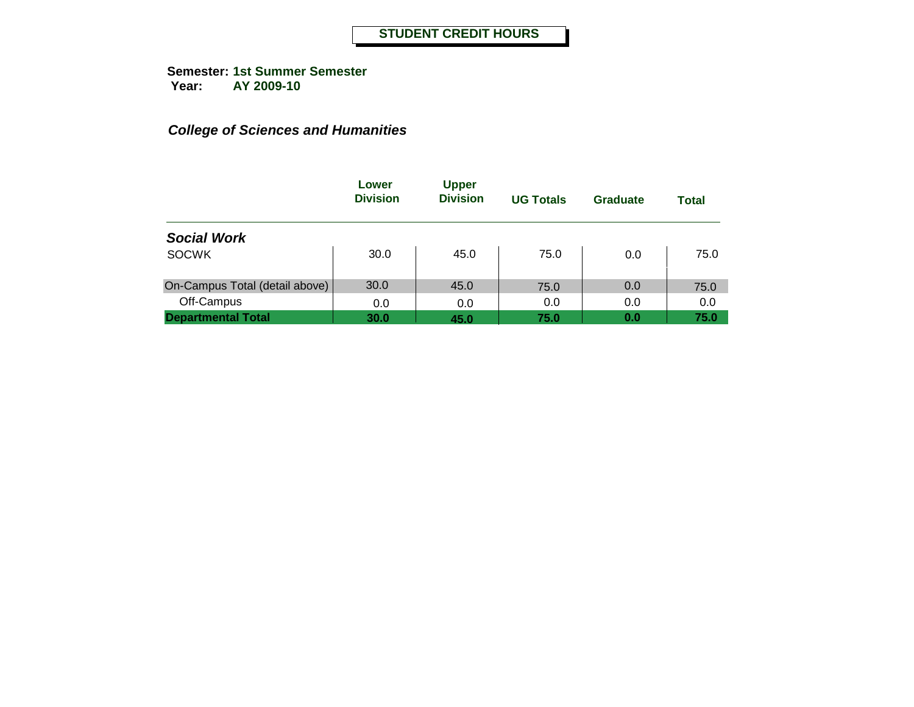**STUDENT CREDIT HOURS**

**Semester:** **1st Summer Semester**
**Year:** **AY 2009-10**

***College of Sciences and Humanities***

| | Lower Division | Upper Division | UG Totals | Graduate | Total |
|---|---|---|---|---|---|
| ***Social Work*** | | | | | |
| SOCWK | 30.0 | 45.0 | 75.0 | 0.0 | 75.0 |
| On-Campus Total (detail above) | 30.0 | 45.0 | 75.0 | 0.0 | 75.0 |
| Off-Campus | 0.0 | 0.0 | 0.0 | 0.0 | 0.0 |
| **Departmental Total** | **30.0** | **45.0** | **75.0** | **0.0** | **75.0** |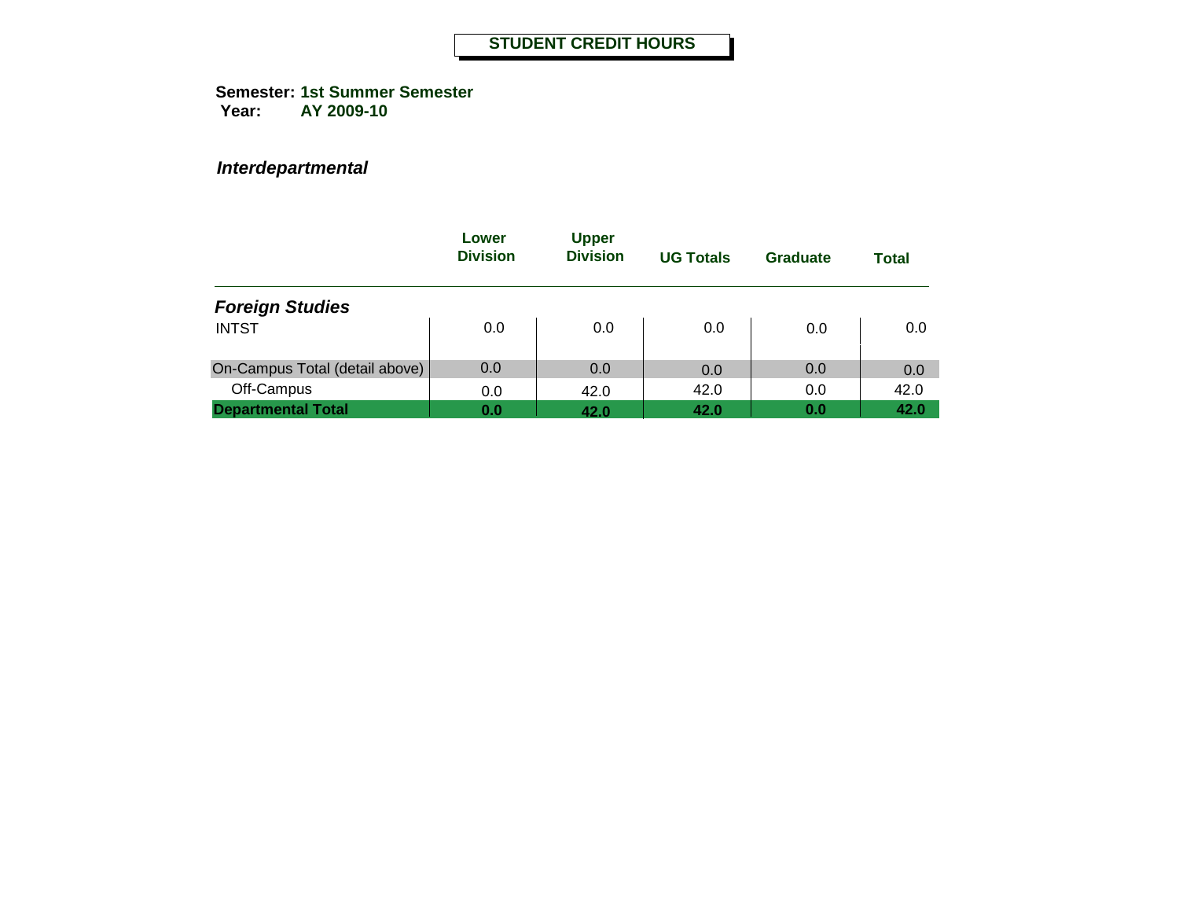# STUDENT CREDIT HOURS

**Semester:** **1st Summer Semester**
**Year:** **AY 2009-10**

***Interdepartmental***

| | Lower Division | Upper Division | UG Totals | Graduate | Total |
|---|---|---|---|---|---|
| ***Foreign Studies*** | | | | | |
| INTST | 0.0 | 0.0 | 0.0 | 0.0 | 0.0 |
| On-Campus Total (detail above) | 0.0 | 0.0 | 0.0 | 0.0 | 0.0 |
| Off-Campus | 0.0 | 42.0 | 42.0 | 0.0 | 42.0 |
| **Departmental Total** | **0.0** | **42.0** | **42.0** | **0.0** | **42.0** |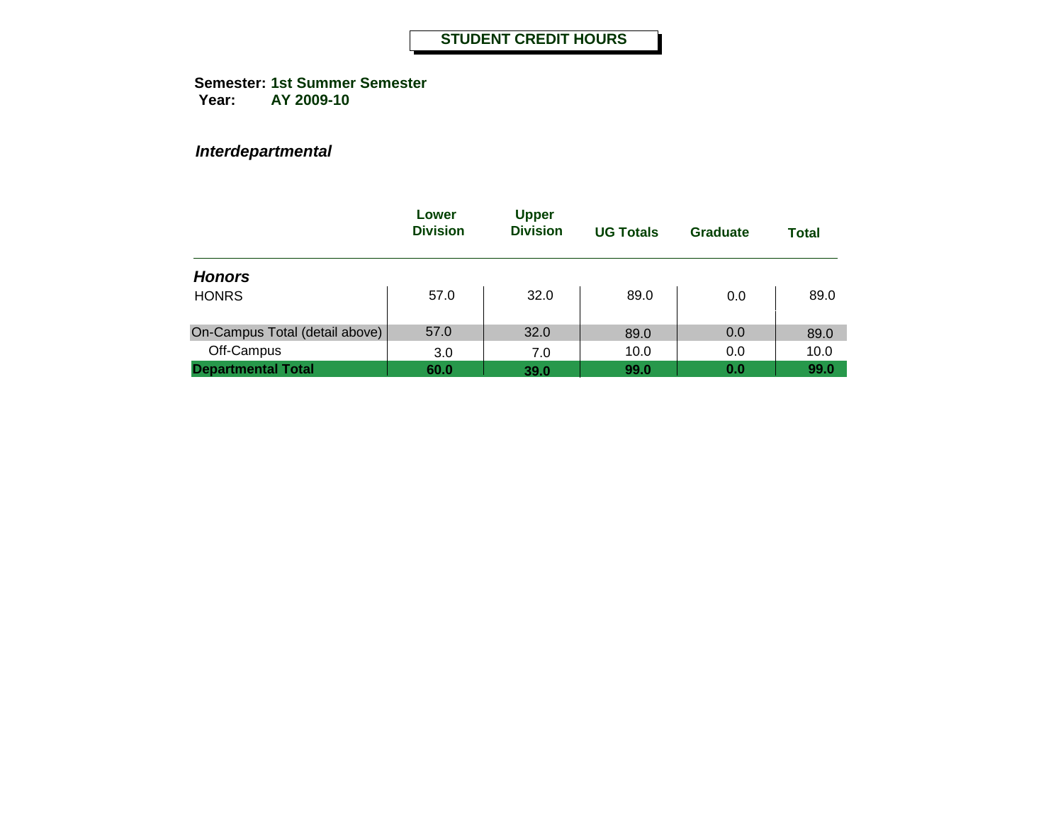**STUDENT CREDIT HOURS**

**Semester:** **1st Summer Semester**
**Year:** **AY 2009-10**

***Interdepartmental***

| | Lower Division | Upper Division | UG Totals | Graduate | Total |
|---|---|---|---|---|---|
| ***Honors*** | | | | | |
| HONRS | 57.0 | 32.0 | 89.0 | 0.0 | 89.0 |
| On-Campus Total (detail above) | 57.0 | 32.0 | 89.0 | 0.0 | 89.0 |
| Off-Campus | 3.0 | 7.0 | 10.0 | 0.0 | 10.0 |
| **Departmental Total** | **60.0** | **39.0** | **99.0** | **0.0** | **99.0** |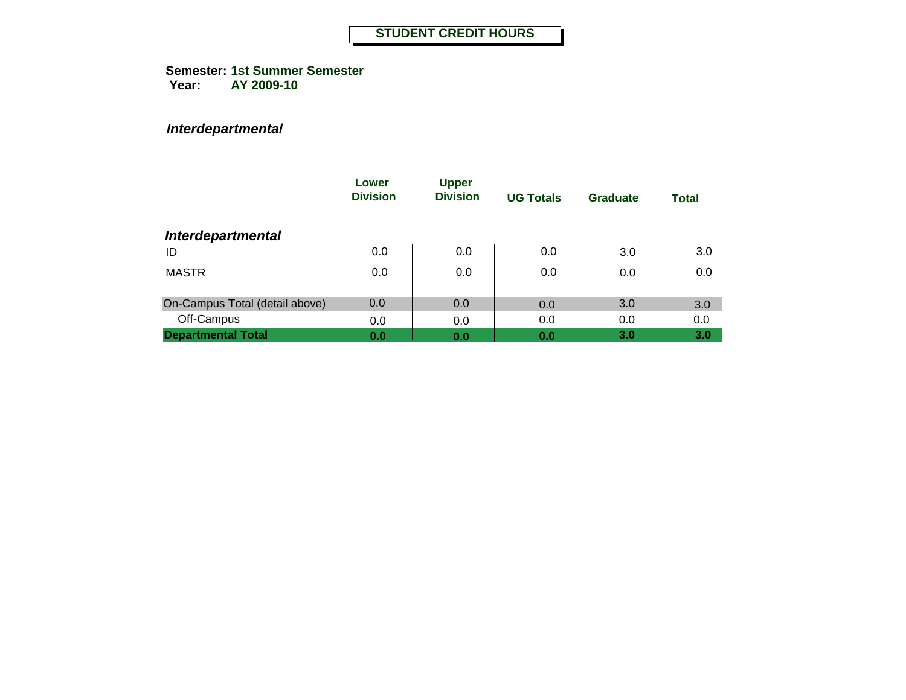# STUDENT CREDIT HOURS

**Semester:** **1st Summer Semester**
**Year:** **AY 2009-10**

***Interdepartmental***

| | Lower Division | Upper Division | UG Totals | Graduate | Total |
|---|---|---|---|---|---|
| ***Interdepartmental*** | | | | | |
| ID | 0.0 | 0.0 | 0.0 | 3.0 | 3.0 |
| MASTR | 0.0 | 0.0 | 0.0 | 0.0 | 0.0 |
| On-Campus Total (detail above) | 0.0 | 0.0 | 0.0 | 3.0 | 3.0 |
| Off-Campus | 0.0 | 0.0 | 0.0 | 0.0 | 0.0 |
| **Departmental Total** | **0.0** | **0.0** | **0.0** | **3.0** | **3.0** |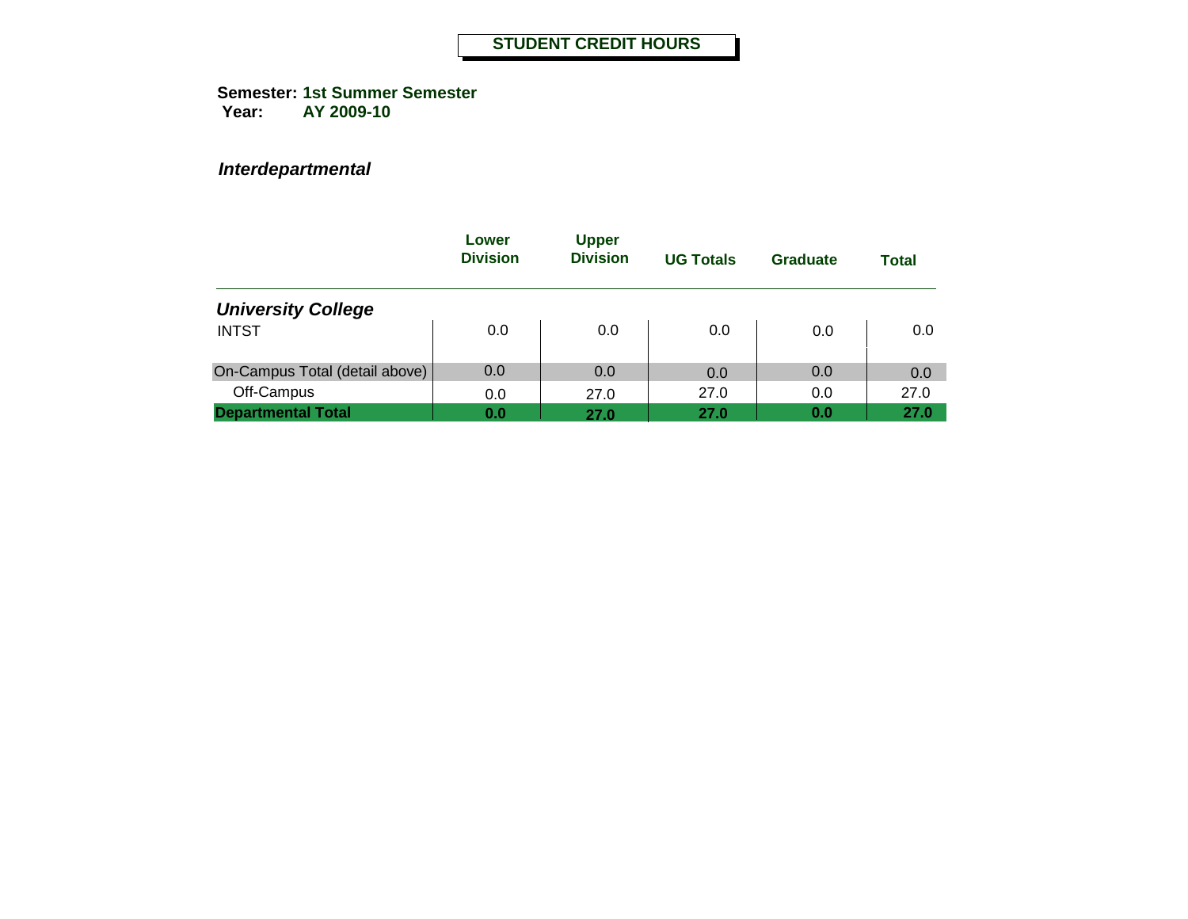# STUDENT CREDIT HOURS

**Semester:** **1st Summer Semester**
**Year:** **AY 2009-10**

***Interdepartmental***

| | Lower Division | Upper Division | UG Totals | Graduate | Total |
|---|---|---|---|---|---|
| ***University College*** | | | | | |
| INTST | 0.0 | 0.0 | 0.0 | 0.0 | 0.0 |
| On-Campus Total (detail above) | 0.0 | 0.0 | 0.0 | 0.0 | 0.0 |
| Off-Campus | 0.0 | 27.0 | 27.0 | 0.0 | 27.0 |
| **Departmental Total** | **0.0** | **27.0** | **27.0** | **0.0** | **27.0** |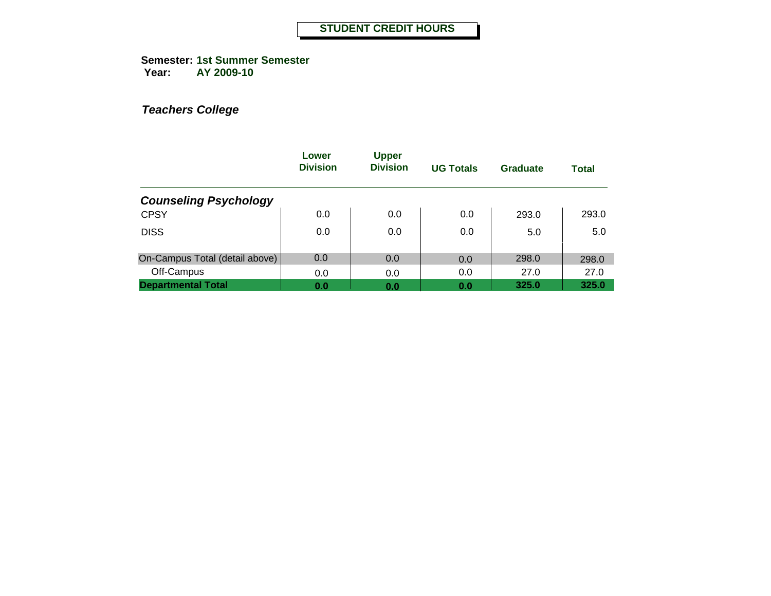# STUDENT CREDIT HOURS

**Semester:** **1st Summer Semester**
**Year:** **AY 2009-10**

***Teachers College***

| | Lower Division | Upper Division | UG Totals | Graduate | Total |
|---|---|---|---|---|---|
| ***Counseling Psychology*** | | | | | |
| CPSY | 0.0 | 0.0 | 0.0 | 293.0 | 293.0 |
| DISS | 0.0 | 0.0 | 0.0 | 5.0 | 5.0 |
| On-Campus Total (detail above) | 0.0 | 0.0 | 0.0 | 298.0 | 298.0 |
| Off-Campus | 0.0 | 0.0 | 0.0 | 27.0 | 27.0 |
| **Departmental Total** | **0.0** | **0.0** | **0.0** | **325.0** | **325.0** |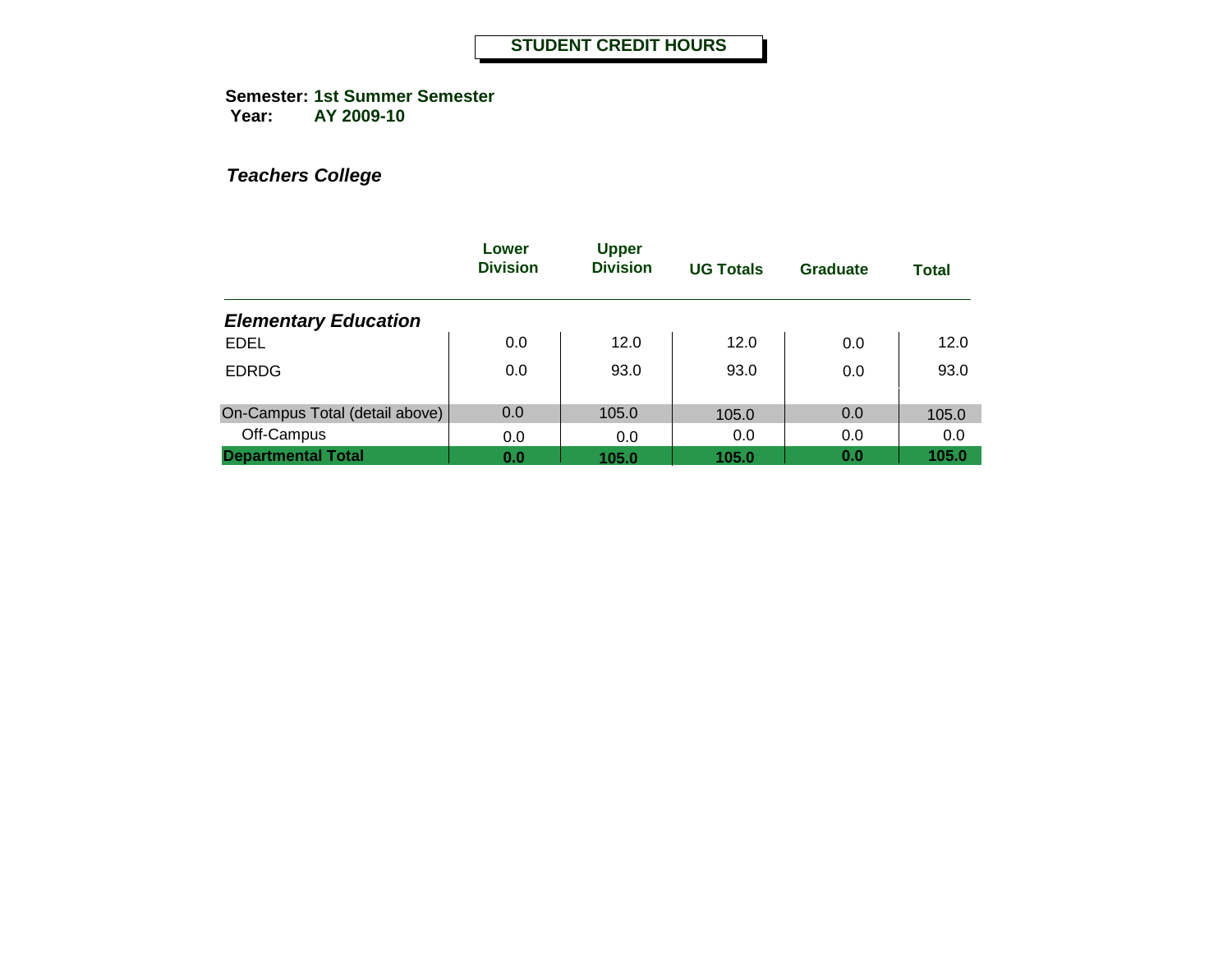# STUDENT CREDIT HOURS

**Semester:** **1st Summer Semester**
**Year:** **AY 2009-10**

***Teachers College***

| | Lower Division | Upper Division | UG Totals | Graduate | Total |
|---|---|---|---|---|---|
| ***Elementary Education*** | | | | | |
| EDEL | 0.0 | 12.0 | 12.0 | 0.0 | 12.0 |
| EDRDG | 0.0 | 93.0 | 93.0 | 0.0 | 93.0 |
| On-Campus Total (detail above) | 0.0 | 105.0 | 105.0 | 0.0 | 105.0 |
| Off-Campus | 0.0 | 0.0 | 0.0 | 0.0 | 0.0 |
| **Departmental Total** | **0.0** | **105.0** | **105.0** | **0.0** | **105.0** |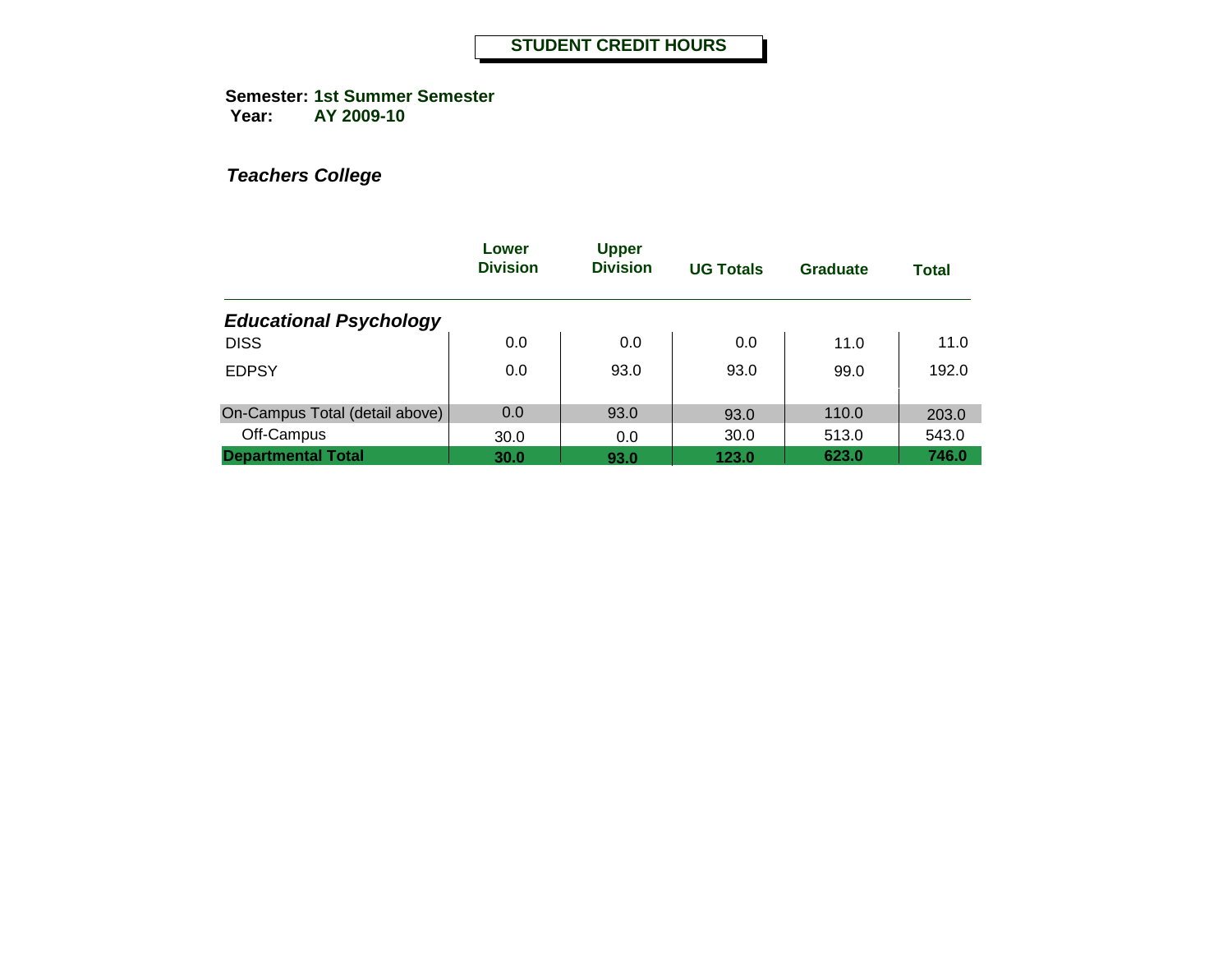# STUDENT CREDIT HOURS

**Semester:** **1st Summer Semester**
**Year:** **AY 2009-10**

***Teachers College***

| | Lower Division | Upper Division | UG Totals | Graduate | Total |
|---|---|---|---|---|---|
| ***Educational Psychology*** | | | | | |
| DISS | 0.0 | 0.0 | 0.0 | 11.0 | 11.0 |
| EDPSY | 0.0 | 93.0 | 93.0 | 99.0 | 192.0 |
| On-Campus Total (detail above) | 0.0 | 93.0 | 93.0 | 110.0 | 203.0 |
| Off-Campus | 30.0 | 0.0 | 30.0 | 513.0 | 543.0 |
| **Departmental Total** | **30.0** | **93.0** | **123.0** | **623.0** | **746.0** |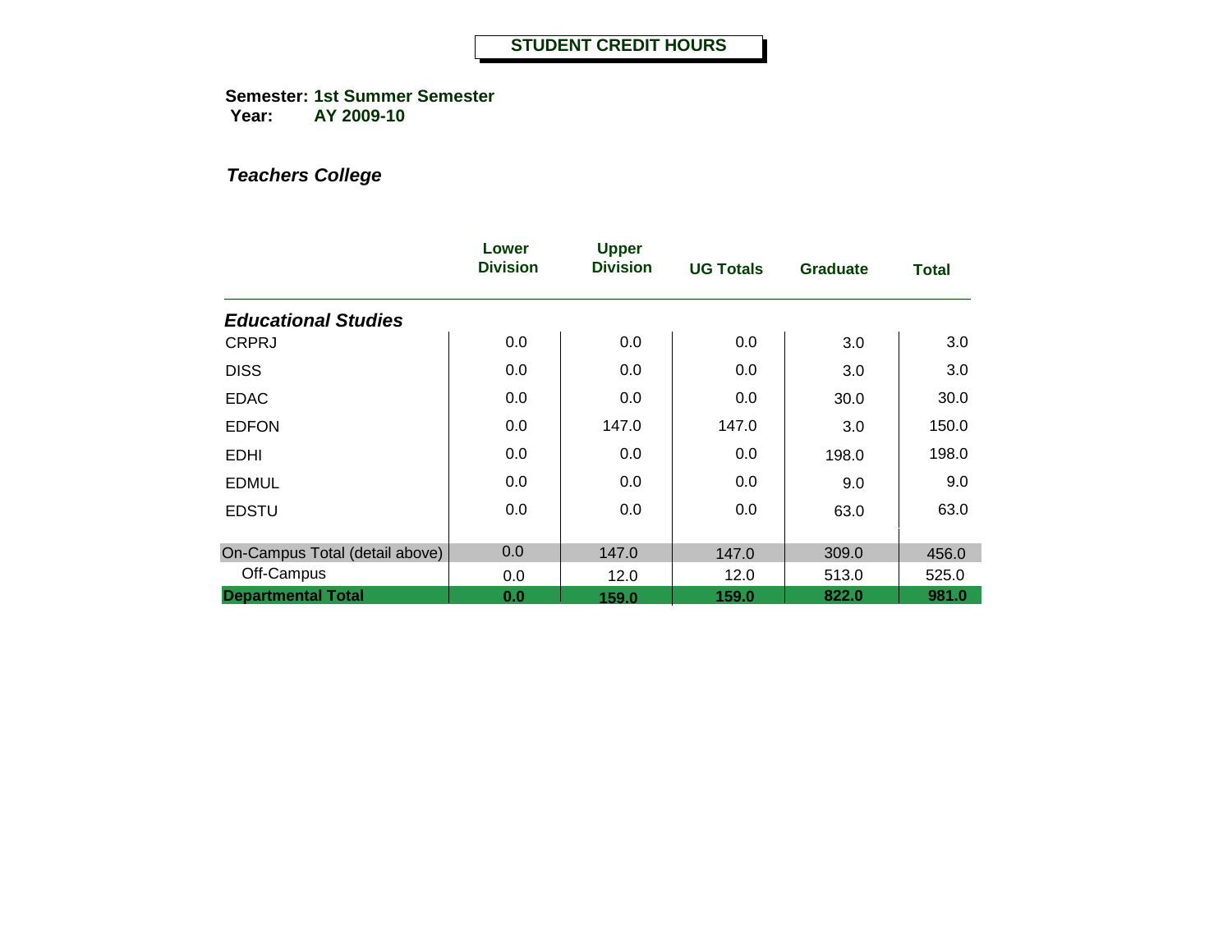**STUDENT CREDIT HOURS**

**Semester:** **1st Summer Semester**
**Year:** **AY 2009-10**

***Teachers College***

| | Lower Division | Upper Division | UG Totals | Graduate | Total |
|---|---|---|---|---|---|
| ***Educational Studies*** | | | | | |
| CRPRJ | 0.0 | 0.0 | 0.0 | 3.0 | 3.0 |
| DISS | 0.0 | 0.0 | 0.0 | 3.0 | 3.0 |
| EDAC | 0.0 | 0.0 | 0.0 | 30.0 | 30.0 |
| EDFON | 0.0 | 147.0 | 147.0 | 3.0 | 150.0 |
| EDHI | 0.0 | 0.0 | 0.0 | 198.0 | 198.0 |
| EDMUL | 0.0 | 0.0 | 0.0 | 9.0 | 9.0 |
| EDSTU | 0.0 | 0.0 | 0.0 | 63.0 | 63.0 |
| On-Campus Total (detail above) | 0.0 | 147.0 | 147.0 | 309.0 | 456.0 |
| Off-Campus | 0.0 | 12.0 | 12.0 | 513.0 | 525.0 |
| **Departmental Total** | **0.0** | **159.0** | **159.0** | **822.0** | **981.0** |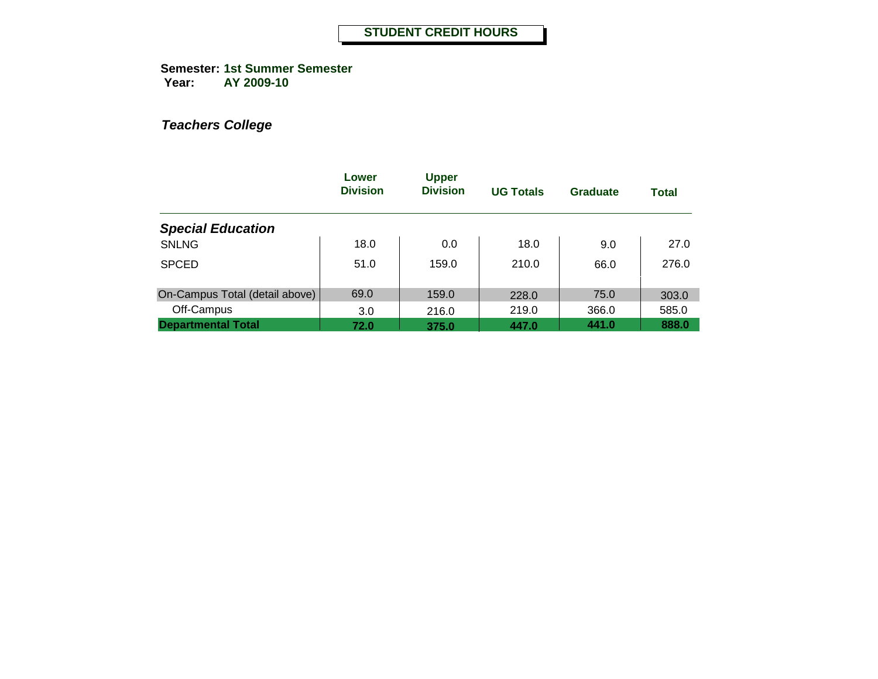# STUDENT CREDIT HOURS

**Semester:** **1st Summer Semester**
**Year:** **AY 2009-10**

***Teachers College***

| | Lower Division | Upper Division | UG Totals | Graduate | Total |
|---|---|---|---|---|---|
| ***Special Education*** | | | | | |
| SNLNG | 18.0 | 0.0 | 18.0 | 9.0 | 27.0 |
| SPCED | 51.0 | 159.0 | 210.0 | 66.0 | 276.0 |
| On-Campus Total (detail above) | 69.0 | 159.0 | 228.0 | 75.0 | 303.0 |
| Off-Campus | 3.0 | 216.0 | 219.0 | 366.0 | 585.0 |
| **Departmental Total** | **72.0** | **375.0** | **447.0** | **441.0** | **888.0** |